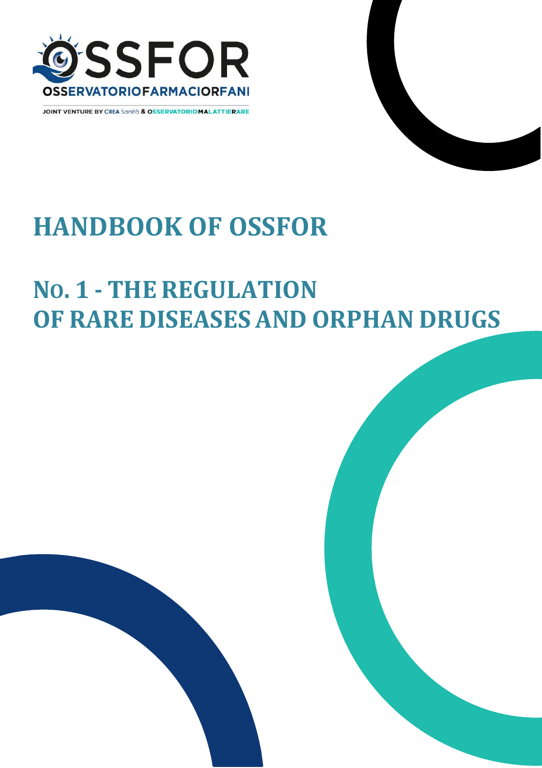OSSFOR

OSSERVATORIOFARMACIORFANI

JOINT VENTURE BY CREA Sanità & OSSERVATORIOMALATTIERARE

# HANDBOOK OF OSSFOR

# No. 1 - THE REGULATION OF RARE DISEASES AND ORPHAN DRUGS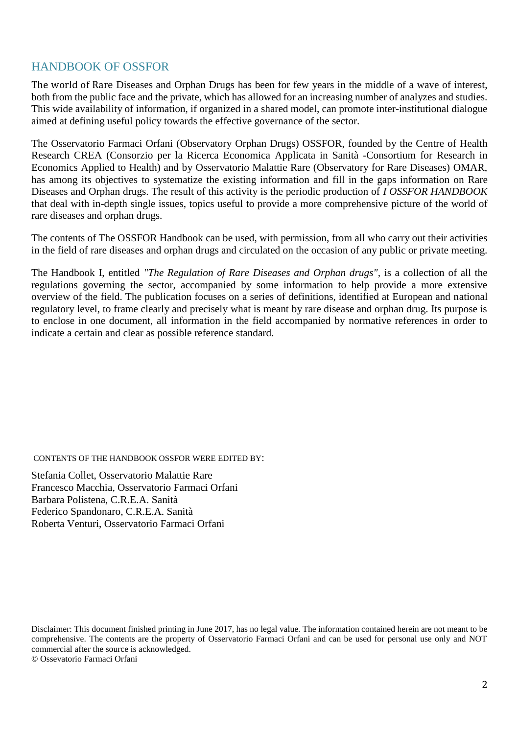## HANDBOOK OF OSSFOR

The world of Rare Diseases and Orphan Drugs has been for few years in the middle of a wave of interest, both from the public face and the private, which has allowed for an increasing number of analyzes and studies. This wide availability of information, if organized in a shared model, can promote inter-institutional dialogue aimed at defining useful policy towards the effective governance of the sector.

The Osservatorio Farmaci Orfani (Observatory Orphan Drugs) OSSFOR, founded by the Centre of Health Research CREA (Consorzio per la Ricerca Economica Applicata in Sanità -Consortium for Research in Economics Applied to Health) and by Osservatorio Malattie Rare (Observatory for Rare Diseases) OMAR, has among its objectives to systematize the existing information and fill in the gaps information on Rare Diseases and Orphan drugs. The result of this activity is the periodic production of *I OSSFOR HANDBOOK* that deal with in-depth single issues, topics useful to provide a more comprehensive picture of the world of rare diseases and orphan drugs.

The contents of The OSSFOR Handbook can be used, with permission, from all who carry out their activities in the field of rare diseases and orphan drugs and circulated on the occasion of any public or private meeting.

The Handbook I, entitled *"The Regulation of Rare Diseases and Orphan drugs"*, is a collection of all the regulations governing the sector, accompanied by some information to help provide a more extensive overview of the field. The publication focuses on a series of definitions, identified at European and national regulatory level, to frame clearly and precisely what is meant by rare disease and orphan drug. Its purpose is to enclose in one document, all information in the field accompanied by normative references in order to indicate a certain and clear as possible reference standard.

CONTENTS OF THE HANDBOOK OSSFOR WERE EDITED BY:

Stefania Collet, Osservatorio Malattie Rare
Francesco Macchia, Osservatorio Farmaci Orfani
Barbara Polistena, C.R.E.A. Sanità
Federico Spandonaro, C.R.E.A. Sanità
Roberta Venturi, Osservatorio Farmaci Orfani

Disclaimer: This document finished printing in June 2017, has no legal value. The information contained herein are not meant to be comprehensive. The contents are the property of Osservatorio Farmaci Orfani and can be used for personal use only and NOT commercial after the source is acknowledged.
© Ossevatorio Farmaci Orfani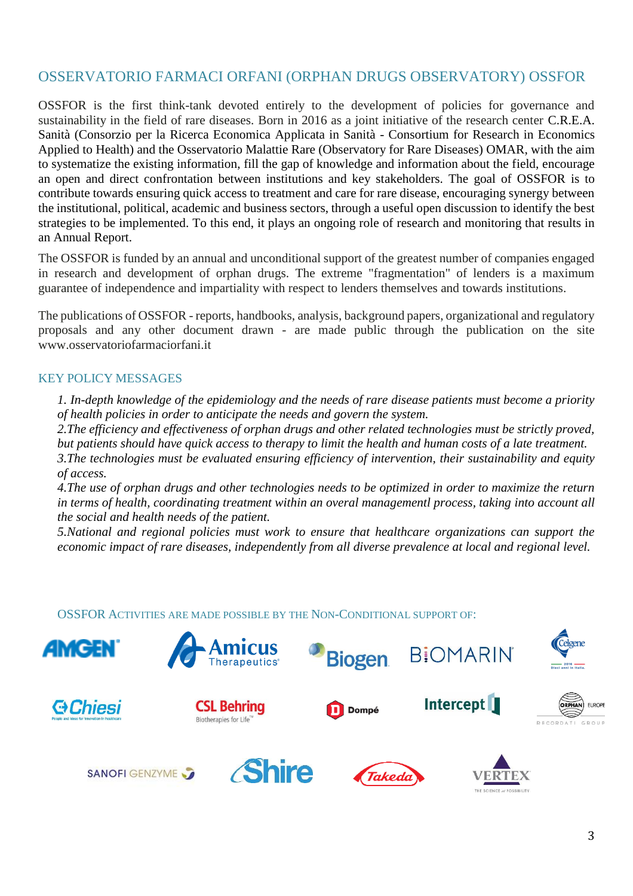## OSSERVATORIO FARMACI ORFANI (ORPHAN DRUGS OBSERVATORY) OSSFOR

OSSFOR is the first think-tank devoted entirely to the development of policies for governance and sustainability in the field of rare diseases. Born in 2016 as a joint initiative of the research center C.R.E.A. Sanità (Consorzio per la Ricerca Economica Applicata in Sanità - Consortium for Research in Economics Applied to Health) and the Osservatorio Malattie Rare (Observatory for Rare Diseases) OMAR, with the aim to systematize the existing information, fill the gap of knowledge and information about the field, encourage an open and direct confrontation between institutions and key stakeholders. The goal of OSSFOR is to contribute towards ensuring quick access to treatment and care for rare disease, encouraging synergy between the institutional, political, academic and business sectors, through a useful open discussion to identify the best strategies to be implemented. To this end, it plays an ongoing role of research and monitoring that results in an Annual Report.

The OSSFOR is funded by an annual and unconditional support of the greatest number of companies engaged in research and development of orphan drugs. The extreme "fragmentation" of lenders is a maximum guarantee of independence and impartiality with respect to lenders themselves and towards institutions.

The publications of OSSFOR - reports, handbooks, analysis, background papers, organizational and regulatory proposals and any other document drawn - are made public through the publication on the site www.osservatoriofarmaciorfani.it

### KEY POLICY MESSAGES

*1. In-depth knowledge of the epidemiology and the needs of rare disease patients must become a priority of health policies in order to anticipate the needs and govern the system.*
*2.The efficiency and effectiveness of orphan drugs and other related technologies must be strictly proved, but patients should have quick access to therapy to limit the health and human costs of a late treatment.*
*3.The technologies must be evaluated ensuring efficiency of intervention, their sustainability and equity of access.*
*4.The use of orphan drugs and other technologies needs to be optimized in order to maximize the return in terms of health, coordinating treatment within an overal managementl process, taking into account all the social and health needs of the patient.*
*5.National and regional policies must work to ensure that healthcare organizations can support the economic impact of rare diseases, independently from all diverse prevalence at local and regional level.*

OSSFOR ACTIVITIES ARE MADE POSSIBLE BY THE NON-CONDITIONAL SUPPORT OF:

AMGEN, Amicus Therapeutics, Biogen, BIOMARIN, Celgene, Chiesi, CSL Behring, Dompé, Intercept, Orphan Europe Recordati Group, Sanofi Genzyme, Shire, Takeda, Vertex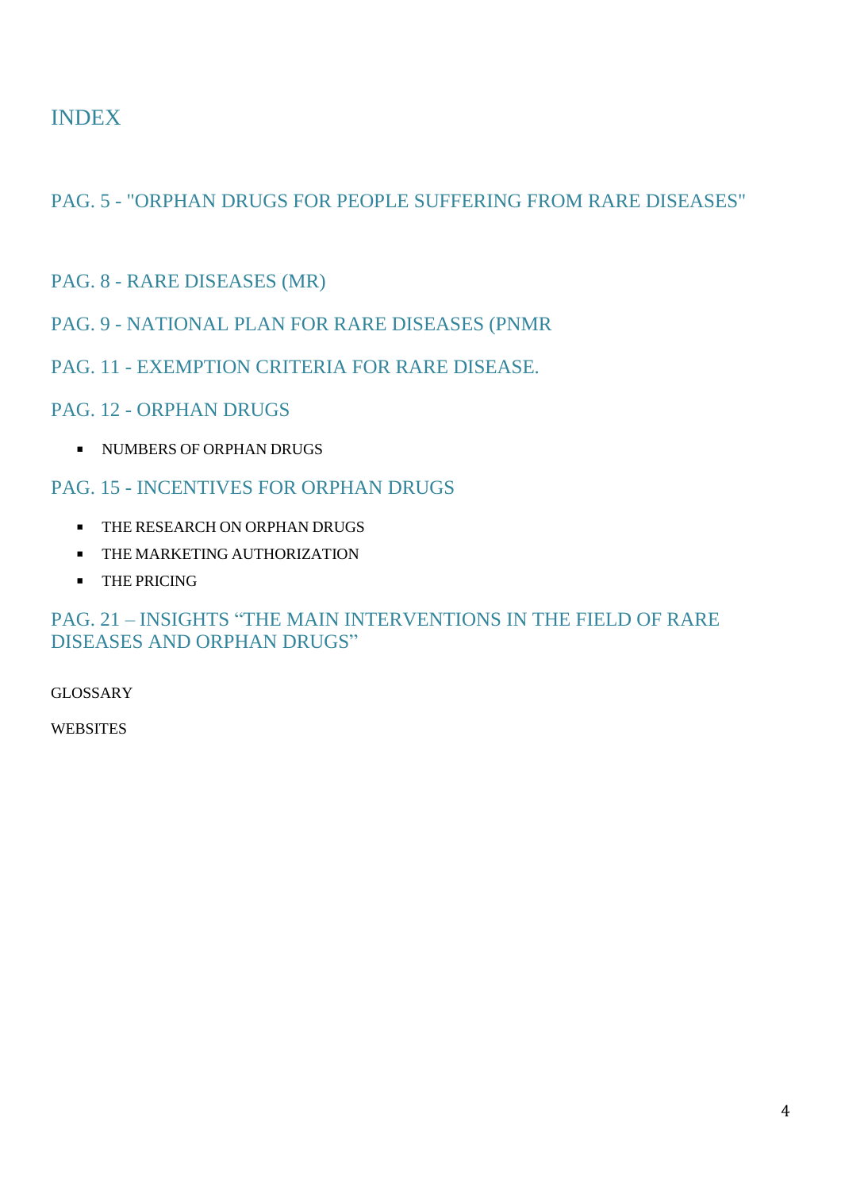# INDEX

## PAG. 5 - "ORPHAN DRUGS FOR PEOPLE SUFFERING FROM RARE DISEASES"

## PAG. 8 - RARE DISEASES (MR)

## PAG. 9 - NATIONAL PLAN FOR RARE DISEASES (PNMR

## PAG. 11 - EXEMPTION CRITERIA FOR RARE DISEASE.

## PAG. 12 - ORPHAN DRUGS

- NUMBERS OF ORPHAN DRUGS

## PAG. 15 - INCENTIVES FOR ORPHAN DRUGS

- THE RESEARCH ON ORPHAN DRUGS
- THE MARKETING AUTHORIZATION
- THE PRICING

## PAG. 21 – INSIGHTS "THE MAIN INTERVENTIONS IN THE FIELD OF RARE DISEASES AND ORPHAN DRUGS"

GLOSSARY

WEBSITES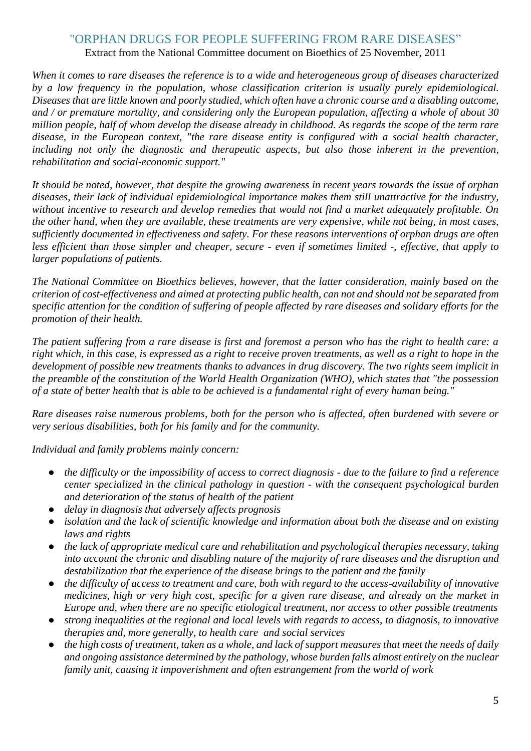## "ORPHAN DRUGS FOR PEOPLE SUFFERING FROM RARE DISEASES"

Extract from the National Committee document on Bioethics of 25 November, 2011

*When it comes to rare diseases the reference is to a wide and heterogeneous group of diseases characterized by a low frequency in the population, whose classification criterion is usually purely epidemiological. Diseases that are little known and poorly studied, which often have a chronic course and a disabling outcome, and / or premature mortality, and considering only the European population, affecting a whole of about 30 million people, half of whom develop the disease already in childhood. As regards the scope of the term rare disease, in the European context, "the rare disease entity is configured with a social health character, including not only the diagnostic and therapeutic aspects, but also those inherent in the prevention, rehabilitation and social-economic support."*

*It should be noted, however, that despite the growing awareness in recent years towards the issue of orphan diseases, their lack of individual epidemiological importance makes them still unattractive for the industry, without incentive to research and develop remedies that would not find a market adequately profitable. On the other hand, when they are available, these treatments are very expensive, while not being, in most cases, sufficiently documented in effectiveness and safety. For these reasons interventions of orphan drugs are often less efficient than those simpler and cheaper, secure - even if sometimes limited -, effective, that apply to larger populations of patients.*

*The National Committee on Bioethics believes, however, that the latter consideration, mainly based on the criterion of cost-effectiveness and aimed at protecting public health, can not and should not be separated from specific attention for the condition of suffering of people affected by rare diseases and solidary efforts for the promotion of their health.*

*The patient suffering from a rare disease is first and foremost a person who has the right to health care: a right which, in this case, is expressed as a right to receive proven treatments, as well as a right to hope in the development of possible new treatments thanks to advances in drug discovery. The two rights seem implicit in the preamble of the constitution of the World Health Organization (WHO), which states that "the possession of a state of better health that is able to be achieved is a fundamental right of every human being."*

*Rare diseases raise numerous problems, both for the person who is affected, often burdened with severe or very serious disabilities, both for his family and for the community.*

*Individual and family problems mainly concern:*

- *the difficulty or the impossibility of access to correct diagnosis - due to the failure to find a reference center specialized in the clinical pathology in question - with the consequent psychological burden and deterioration of the status of health of the patient*
- *delay in diagnosis that adversely affects prognosis*
- *isolation and the lack of scientific knowledge and information about both the disease and on existing laws and rights*
- *the lack of appropriate medical care and rehabilitation and psychological therapies necessary, taking into account the chronic and disabling nature of the majority of rare diseases and the disruption and destabilization that the experience of the disease brings to the patient and the family*
- *the difficulty of access to treatment and care, both with regard to the access-availability of innovative medicines, high or very high cost, specific for a given rare disease, and already on the market in Europe and, when there are no specific etiological treatment, nor access to other possible treatments*
- *strong inequalities at the regional and local levels with regards to access, to diagnosis, to innovative therapies and, more generally, to health care and social services*
- *the high costs of treatment, taken as a whole, and lack of support measures that meet the needs of daily and ongoing assistance determined by the pathology, whose burden falls almost entirely on the nuclear family unit, causing it impoverishment and often estrangement from the world of work*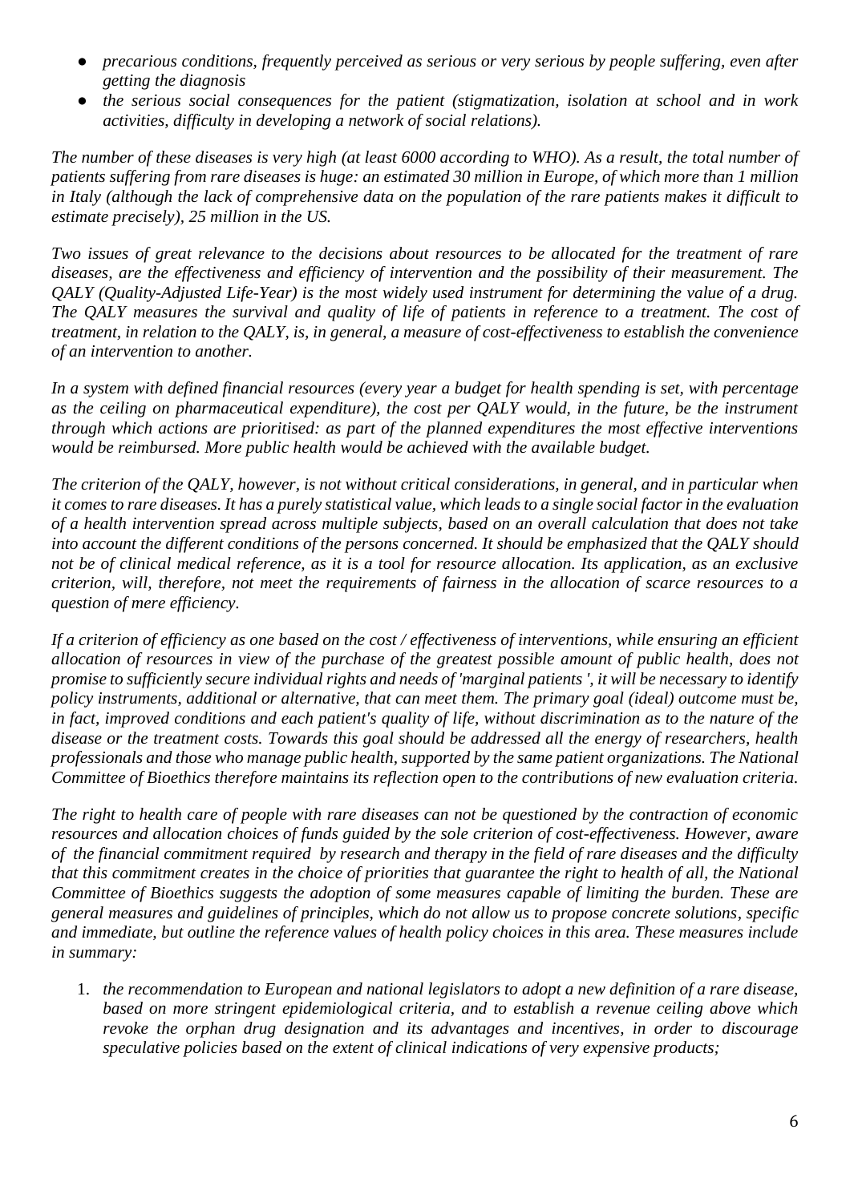- *precarious conditions, frequently perceived as serious or very serious by people suffering, even after getting the diagnosis*
- *the serious social consequences for the patient (stigmatization, isolation at school and in work activities, difficulty in developing a network of social relations).*

*The number of these diseases is very high (at least 6000 according to WHO). As a result, the total number of patients suffering from rare diseases is huge: an estimated 30 million in Europe, of which more than 1 million in Italy (although the lack of comprehensive data on the population of the rare patients makes it difficult to estimate precisely), 25 million in the US.*

*Two issues of great relevance to the decisions about resources to be allocated for the treatment of rare diseases, are the effectiveness and efficiency of intervention and the possibility of their measurement. The QALY (Quality-Adjusted Life-Year) is the most widely used instrument for determining the value of a drug. The QALY measures the survival and quality of life of patients in reference to a treatment. The cost of treatment, in relation to the QALY, is, in general, a measure of cost-effectiveness to establish the convenience of an intervention to another.*

*In a system with defined financial resources (every year a budget for health spending is set, with percentage as the ceiling on pharmaceutical expenditure), the cost per QALY would, in the future, be the instrument through which actions are prioritised: as part of the planned expenditures the most effective interventions would be reimbursed. More public health would be achieved with the available budget.*

*The criterion of the QALY, however, is not without critical considerations, in general, and in particular when it comes to rare diseases. It has a purely statistical value, which leads to a single social factor in the evaluation of a health intervention spread across multiple subjects, based on an overall calculation that does not take into account the different conditions of the persons concerned. It should be emphasized that the QALY should not be of clinical medical reference, as it is a tool for resource allocation. Its application, as an exclusive criterion, will, therefore, not meet the requirements of fairness in the allocation of scarce resources to a question of mere efficiency.*

*If a criterion of efficiency as one based on the cost / effectiveness of interventions, while ensuring an efficient allocation of resources in view of the purchase of the greatest possible amount of public health, does not promise to sufficiently secure individual rights and needs of 'marginal patients ', it will be necessary to identify policy instruments, additional or alternative, that can meet them. The primary goal (ideal) outcome must be, in fact, improved conditions and each patient's quality of life, without discrimination as to the nature of the disease or the treatment costs. Towards this goal should be addressed all the energy of researchers, health professionals and those who manage public health, supported by the same patient organizations. The National Committee of Bioethics therefore maintains its reflection open to the contributions of new evaluation criteria.*

*The right to health care of people with rare diseases can not be questioned by the contraction of economic resources and allocation choices of funds guided by the sole criterion of cost-effectiveness. However, aware of the financial commitment required by research and therapy in the field of rare diseases and the difficulty that this commitment creates in the choice of priorities that guarantee the right to health of all, the National Committee of Bioethics suggests the adoption of some measures capable of limiting the burden. These are general measures and guidelines of principles, which do not allow us to propose concrete solutions, specific and immediate, but outline the reference values of health policy choices in this area. These measures include in summary:*

1. *the recommendation to European and national legislators to adopt a new definition of a rare disease, based on more stringent epidemiological criteria, and to establish a revenue ceiling above which revoke the orphan drug designation and its advantages and incentives, in order to discourage speculative policies based on the extent of clinical indications of very expensive products;*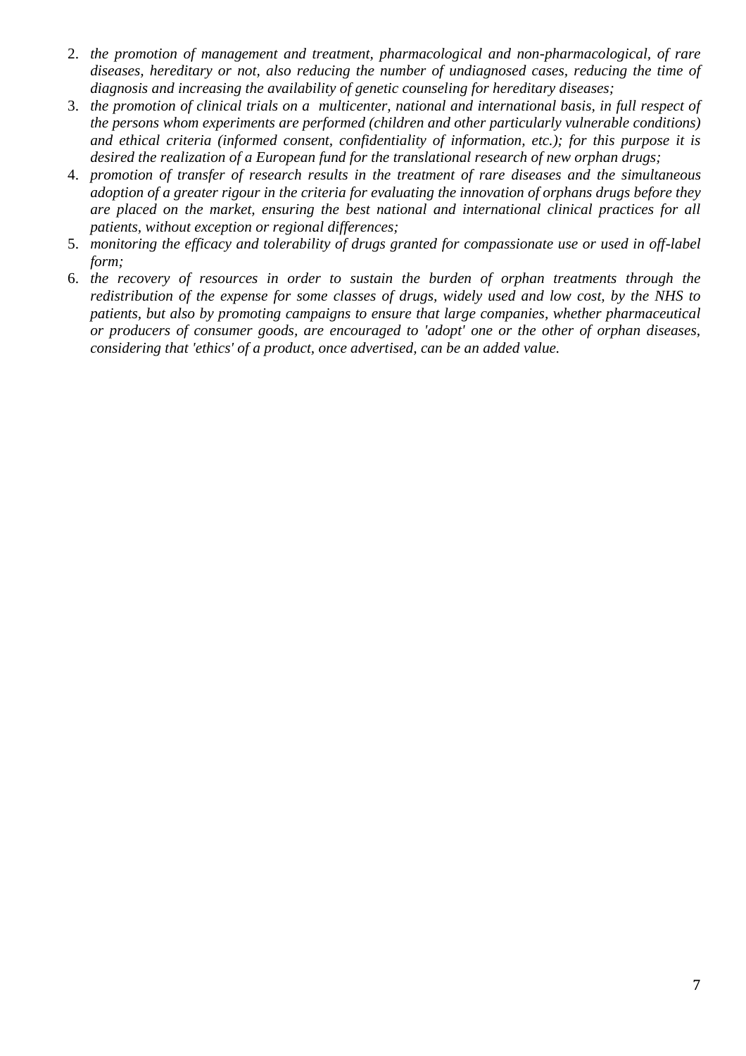2. *the promotion of management and treatment, pharmacological and non-pharmacological, of rare diseases, hereditary or not, also reducing the number of undiagnosed cases, reducing the time of diagnosis and increasing the availability of genetic counseling for hereditary diseases;*
3. *the promotion of clinical trials on a multicenter, national and international basis, in full respect of the persons whom experiments are performed (children and other particularly vulnerable conditions) and ethical criteria (informed consent, confidentiality of information, etc.); for this purpose it is desired the realization of a European fund for the translational research of new orphan drugs;*
4. *promotion of transfer of research results in the treatment of rare diseases and the simultaneous adoption of a greater rigour in the criteria for evaluating the innovation of orphans drugs before they are placed on the market, ensuring the best national and international clinical practices for all patients, without exception or regional differences;*
5. *monitoring the efficacy and tolerability of drugs granted for compassionate use or used in off-label form;*
6. *the recovery of resources in order to sustain the burden of orphan treatments through the redistribution of the expense for some classes of drugs, widely used and low cost, by the NHS to patients, but also by promoting campaigns to ensure that large companies, whether pharmaceutical or producers of consumer goods, are encouraged to 'adopt' one or the other of orphan diseases, considering that 'ethics' of a product, once advertised, can be an added value.*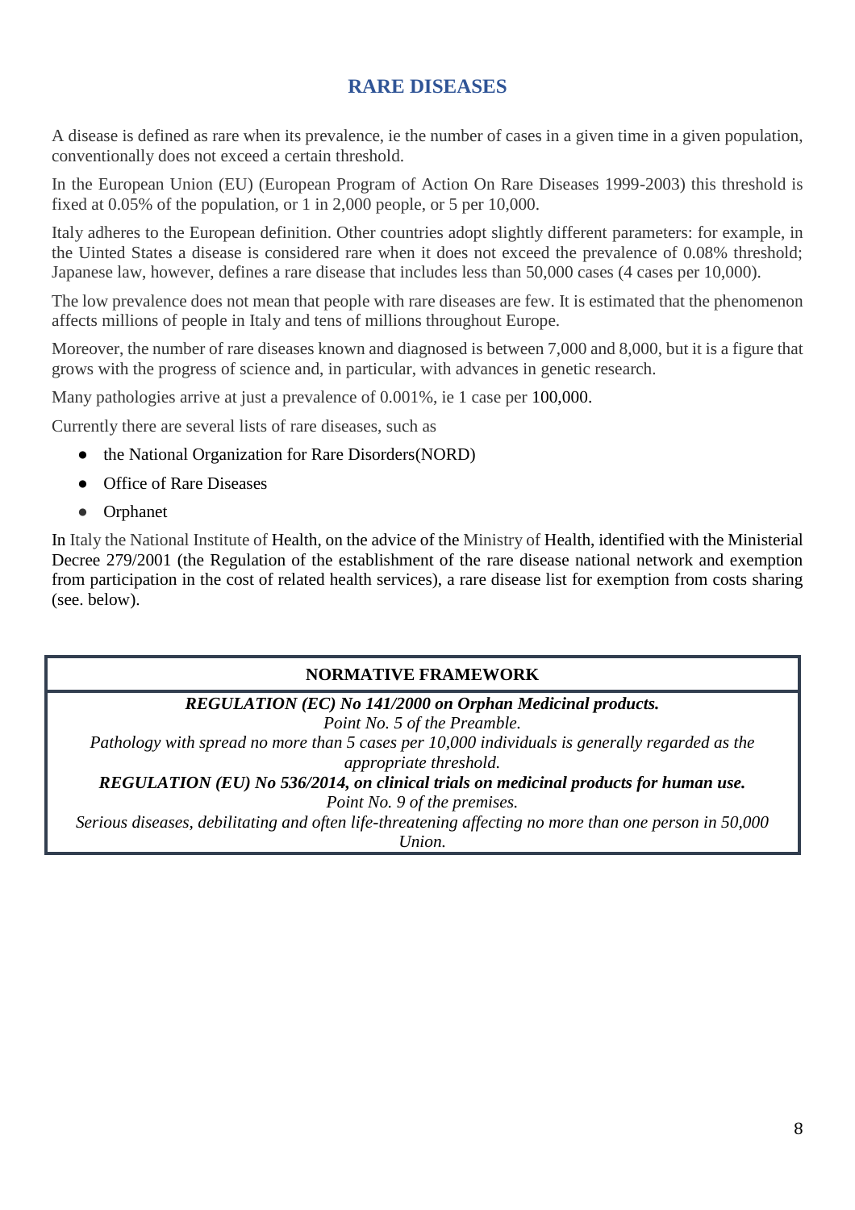# RARE DISEASES

A disease is defined as rare when its prevalence, ie the number of cases in a given time in a given population, conventionally does not exceed a certain threshold.

In the European Union (EU) (European Program of Action On Rare Diseases 1999-2003) this threshold is fixed at 0.05% of the population, or 1 in 2,000 people, or 5 per 10,000.

Italy adheres to the European definition. Other countries adopt slightly different parameters: for example, in the Uinted States a disease is considered rare when it does not exceed the prevalence of 0.08% threshold; Japanese law, however, defines a rare disease that includes less than 50,000 cases (4 cases per 10,000).

The low prevalence does not mean that people with rare diseases are few. It is estimated that the phenomenon affects millions of people in Italy and tens of millions throughout Europe.

Moreover, the number of rare diseases known and diagnosed is between 7,000 and 8,000, but it is a figure that grows with the progress of science and, in particular, with advances in genetic research.

Many pathologies arrive at just a prevalence of 0.001%, ie 1 case per 100,000.

Currently there are several lists of rare diseases, such as

- the National Organization for Rare Disorders(NORD)
- Office of Rare Diseases
- Orphanet

In Italy the National Institute of Health, on the advice of the Ministry of Health, identified with the Ministerial Decree 279/2001 (the Regulation of the establishment of the rare disease national network and exemption from participation in the cost of related health services), a rare disease list for exemption from costs sharing (see. below).

| NORMATIVE FRAMEWORK |
|---|
| ***REGULATION (EC) No 141/2000 on Orphan Medicinal products.***<br>*Point No. 5 of the Preamble.*<br>*Pathology with spread no more than 5 cases per 10,000 individuals is generally regarded as the appropriate threshold.*<br>***REGULATION (EU) No 536/2014, on clinical trials on medicinal products for human use.***<br>*Point No. 9 of the premises.*<br>*Serious diseases, debilitating and often life-threatening affecting no more than one person in 50,000 Union.* |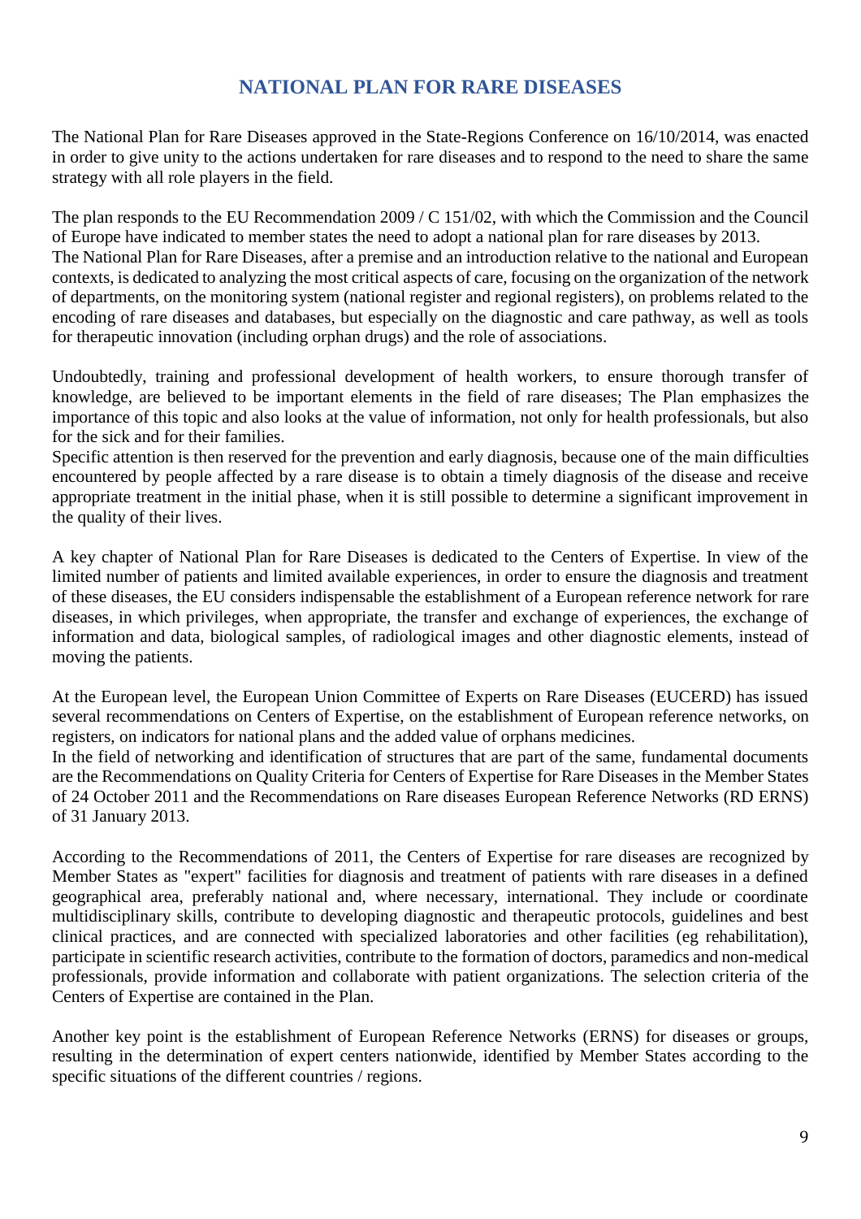# NATIONAL PLAN FOR RARE DISEASES

The National Plan for Rare Diseases approved in the State-Regions Conference on 16/10/2014, was enacted in order to give unity to the actions undertaken for rare diseases and to respond to the need to share the same strategy with all role players in the field.

The plan responds to the EU Recommendation 2009 / C 151/02, with which the Commission and the Council of Europe have indicated to member states the need to adopt a national plan for rare diseases by 2013.
The National Plan for Rare Diseases, after a premise and an introduction relative to the national and European contexts, is dedicated to analyzing the most critical aspects of care, focusing on the organization of the network of departments, on the monitoring system (national register and regional registers), on problems related to the encoding of rare diseases and databases, but especially on the diagnostic and care pathway, as well as tools for therapeutic innovation (including orphan drugs) and the role of associations.

Undoubtedly, training and professional development of health workers, to ensure thorough transfer of knowledge, are believed to be important elements in the field of rare diseases; The Plan emphasizes the importance of this topic and also looks at the value of information, not only for health professionals, but also for the sick and for their families.
Specific attention is then reserved for the prevention and early diagnosis, because one of the main difficulties encountered by people affected by a rare disease is to obtain a timely diagnosis of the disease and receive appropriate treatment in the initial phase, when it is still possible to determine a significant improvement in the quality of their lives.

A key chapter of National Plan for Rare Diseases is dedicated to the Centers of Expertise. In view of the limited number of patients and limited available experiences, in order to ensure the diagnosis and treatment of these diseases, the EU considers indispensable the establishment of a European reference network for rare diseases, in which privileges, when appropriate, the transfer and exchange of experiences, the exchange of information and data, biological samples, of radiological images and other diagnostic elements, instead of moving the patients.

At the European level, the European Union Committee of Experts on Rare Diseases (EUCERD) has issued several recommendations on Centers of Expertise, on the establishment of European reference networks, on registers, on indicators for national plans and the added value of orphans medicines.
In the field of networking and identification of structures that are part of the same, fundamental documents are the Recommendations on Quality Criteria for Centers of Expertise for Rare Diseases in the Member States of 24 October 2011 and the Recommendations on Rare diseases European Reference Networks (RD ERNS) of 31 January 2013.

According to the Recommendations of 2011, the Centers of Expertise for rare diseases are recognized by Member States as "expert" facilities for diagnosis and treatment of patients with rare diseases in a defined geographical area, preferably national and, where necessary, international. They include or coordinate multidisciplinary skills, contribute to developing diagnostic and therapeutic protocols, guidelines and best clinical practices, and are connected with specialized laboratories and other facilities (eg rehabilitation), participate in scientific research activities, contribute to the formation of doctors, paramedics and non-medical professionals, provide information and collaborate with patient organizations. The selection criteria of the Centers of Expertise are contained in the Plan.

Another key point is the establishment of European Reference Networks (ERNS) for diseases or groups, resulting in the determination of expert centers nationwide, identified by Member States according to the specific situations of the different countries / regions.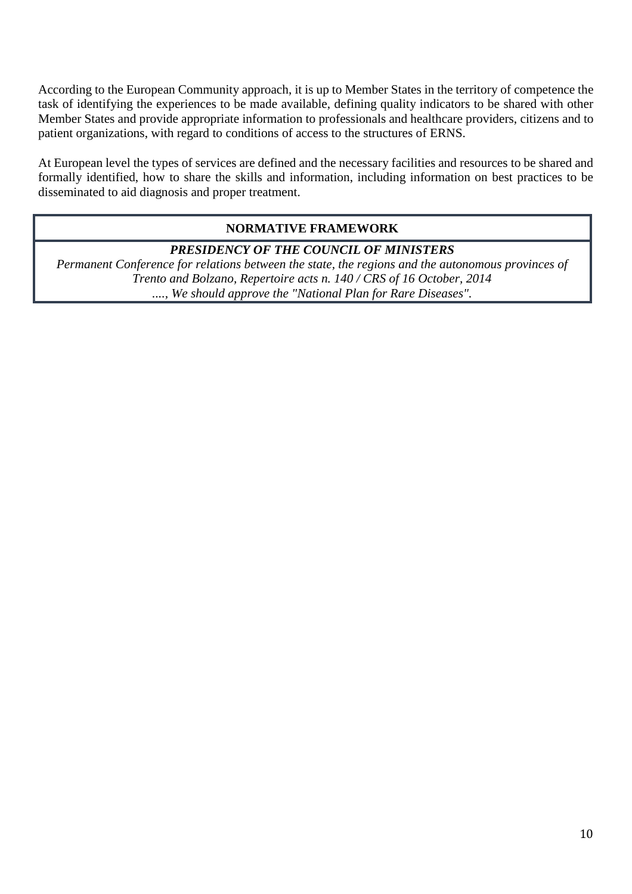According to the European Community approach, it is up to Member States in the territory of competence the task of identifying the experiences to be made available, defining quality indicators to be shared with other Member States and provide appropriate information to professionals and healthcare providers, citizens and to patient organizations, with regard to conditions of access to the structures of ERNS.

At European level the types of services are defined and the necessary facilities and resources to be shared and formally identified, how to share the skills and information, including information on best practices to be disseminated to aid diagnosis and proper treatment.

**NORMATIVE FRAMEWORK**

***PRESIDENCY OF THE COUNCIL OF MINISTERS***

*Permanent Conference for relations between the state, the regions and the autonomous provinces of Trento and Bolzano, Repertoire acts n. 140 / CRS of 16 October, 2014*

*...., We should approve the "National Plan for Rare Diseases".*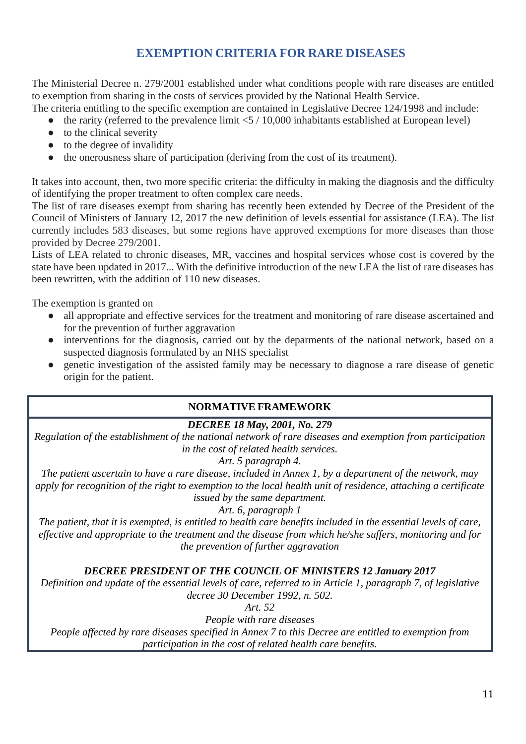## EXEMPTION CRITERIA FOR RARE DISEASES

The Ministerial Decree n. 279/2001 established under what conditions people with rare diseases are entitled to exemption from sharing in the costs of services provided by the National Health Service.
The criteria entitling to the specific exemption are contained in Legislative Decree 124/1998 and include:

- the rarity (referred to the prevalence limit <5 / 10,000 inhabitants established at European level)
- to the clinical severity
- to the degree of invalidity
- the onerousness share of participation (deriving from the cost of its treatment).

It takes into account, then, two more specific criteria: the difficulty in making the diagnosis and the difficulty of identifying the proper treatment to often complex care needs.
The list of rare diseases exempt from sharing has recently been extended by Decree of the President of the Council of Ministers of January 12, 2017 the new definition of levels essential for assistance (LEA). The list currently includes 583 diseases, but some regions have approved exemptions for more diseases than those provided by Decree 279/2001.
Lists of LEA related to chronic diseases, MR, vaccines and hospital services whose cost is covered by the state have been updated in 2017... With the definitive introduction of the new LEA the list of rare diseases has been rewritten, with the addition of 110 new diseases.

The exemption is granted on

- all appropriate and effective services for the treatment and monitoring of rare disease ascertained and for the prevention of further aggravation
- interventions for the diagnosis, carried out by the deparments of the national network, based on a suspected diagnosis formulated by an NHS specialist
- genetic investigation of the assisted family may be necessary to diagnose a rare disease of genetic origin for the patient.

---

**NORMATIVE FRAMEWORK**

***DECREE 18 May, 2001, No. 279***

*Regulation of the establishment of the national network of rare diseases and exemption from participation in the cost of related health services.*

*Art. 5 paragraph 4.*

*The patient ascertain to have a rare disease, included in Annex 1, by a department of the network, may apply for recognition of the right to exemption to the local health unit of residence, attaching a certificate issued by the same department.*

*Art. 6, paragraph 1*

*The patient, that it is exempted, is entitled to health care benefits included in the essential levels of care, effective and appropriate to the treatment and the disease from which he/she suffers, monitoring and for the prevention of further aggravation*

***DECREE PRESIDENT OF THE COUNCIL OF MINISTERS 12 January 2017***

*Definition and update of the essential levels of care, referred to in Article 1, paragraph 7, of legislative decree 30 December 1992, n. 502.*

*Art. 52*

*People with rare diseases*

*People affected by rare diseases specified in Annex 7 to this Decree are entitled to exemption from participation in the cost of related health care benefits.*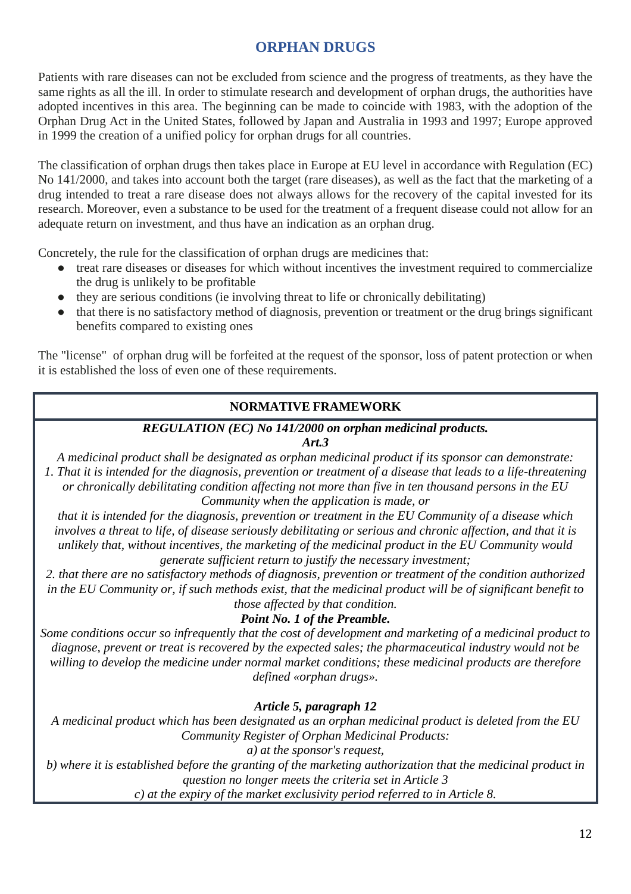## ORPHAN DRUGS

Patients with rare diseases can not be excluded from science and the progress of treatments, as they have the same rights as all the ill. In order to stimulate research and development of orphan drugs, the authorities have adopted incentives in this area. The beginning can be made to coincide with 1983, with the adoption of the Orphan Drug Act in the United States, followed by Japan and Australia in 1993 and 1997; Europe approved in 1999 the creation of a unified policy for orphan drugs for all countries.

The classification of orphan drugs then takes place in Europe at EU level in accordance with Regulation (EC) No 141/2000, and takes into account both the target (rare diseases), as well as the fact that the marketing of a drug intended to treat a rare disease does not always allows for the recovery of the capital invested for its research. Moreover, even a substance to be used for the treatment of a frequent disease could not allow for an adequate return on investment, and thus have an indication as an orphan drug.

Concretely, the rule for the classification of orphan drugs are medicines that:

- treat rare diseases or diseases for which without incentives the investment required to commercialize the drug is unlikely to be profitable
- they are serious conditions (ie involving threat to life or chronically debilitating)
- that there is no satisfactory method of diagnosis, prevention or treatment or the drug brings significant benefits compared to existing ones

The "license" of orphan drug will be forfeited at the request of the sponsor, loss of patent protection or when it is established the loss of even one of these requirements.

---

**NORMATIVE FRAMEWORK**

***REGULATION (EC) No 141/2000 on orphan medicinal products.***
***Art.3***

*A medicinal product shall be designated as orphan medicinal product if its sponsor can demonstrate:*
*1. That it is intended for the diagnosis, prevention or treatment of a disease that leads to a life-threatening or chronically debilitating condition affecting not more than five in ten thousand persons in the EU Community when the application is made, or*
*that it is intended for the diagnosis, prevention or treatment in the EU Community of a disease which involves a threat to life, of disease seriously debilitating or serious and chronic affection, and that it is unlikely that, without incentives, the marketing of the medicinal product in the EU Community would generate sufficient return to justify the necessary investment;*
*2. that there are no satisfactory methods of diagnosis, prevention or treatment of the condition authorized in the EU Community or, if such methods exist, that the medicinal product will be of significant benefit to those affected by that condition.*

***Point No. 1 of the Preamble.***

*Some conditions occur so infrequently that the cost of development and marketing of a medicinal product to diagnose, prevent or treat is recovered by the expected sales; the pharmaceutical industry would not be willing to develop the medicine under normal market conditions; these medicinal products are therefore defined «orphan drugs».*

***Article 5, paragraph 12***

*A medicinal product which has been designated as an orphan medicinal product is deleted from the EU Community Register of Orphan Medicinal Products:*
*a) at the sponsor's request,*
*b) where it is established before the granting of the marketing authorization that the medicinal product in question no longer meets the criteria set in Article 3*
*c) at the expiry of the market exclusivity period referred to in Article 8.*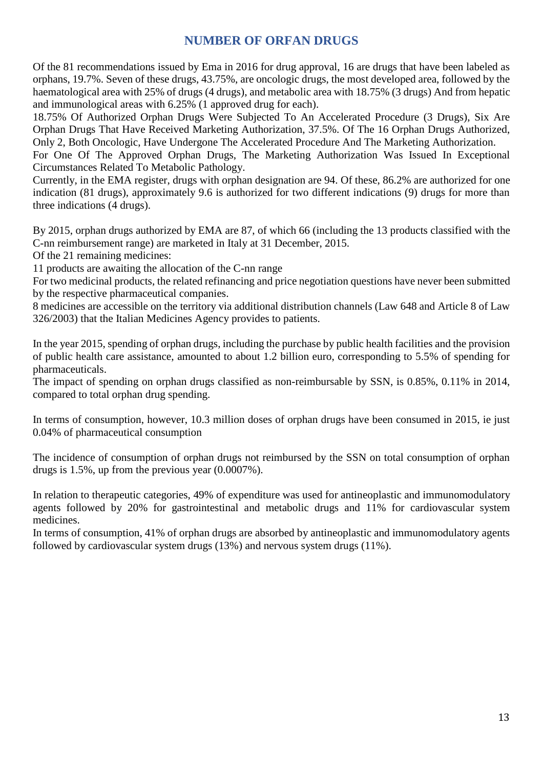## NUMBER OF ORFAN DRUGS

Of the 81 recommendations issued by Ema in 2016 for drug approval, 16 are drugs that have been labeled as orphans, 19.7%. Seven of these drugs, 43.75%, are oncologic drugs, the most developed area, followed by the haematological area with 25% of drugs (4 drugs), and metabolic area with 18.75% (3 drugs) And from hepatic and immunological areas with 6.25% (1 approved drug for each).

18.75% Of Authorized Orphan Drugs Were Subjected To An Accelerated Procedure (3 Drugs), Six Are Orphan Drugs That Have Received Marketing Authorization, 37.5%. Of The 16 Orphan Drugs Authorized, Only 2, Both Oncologic, Have Undergone The Accelerated Procedure And The Marketing Authorization.

For One Of The Approved Orphan Drugs, The Marketing Authorization Was Issued In Exceptional Circumstances Related To Metabolic Pathology.

Currently, in the EMA register, drugs with orphan designation are 94. Of these, 86.2% are authorized for one indication (81 drugs), approximately 9.6 is authorized for two different indications (9) drugs for more than three indications (4 drugs).

By 2015, orphan drugs authorized by EMA are 87, of which 66 (including the 13 products classified with the C-nn reimbursement range) are marketed in Italy at 31 December, 2015.

Of the 21 remaining medicines:

11 products are awaiting the allocation of the C-nn range

For two medicinal products, the related refinancing and price negotiation questions have never been submitted by the respective pharmaceutical companies.

8 medicines are accessible on the territory via additional distribution channels (Law 648 and Article 8 of Law 326/2003) that the Italian Medicines Agency provides to patients.

In the year 2015, spending of orphan drugs, including the purchase by public health facilities and the provision of public health care assistance, amounted to about 1.2 billion euro, corresponding to 5.5% of spending for pharmaceuticals.

The impact of spending on orphan drugs classified as non-reimbursable by SSN, is 0.85%, 0.11% in 2014, compared to total orphan drug spending.

In terms of consumption, however, 10.3 million doses of orphan drugs have been consumed in 2015, ie just 0.04% of pharmaceutical consumption

The incidence of consumption of orphan drugs not reimbursed by the SSN on total consumption of orphan drugs is 1.5%, up from the previous year (0.0007%).

In relation to therapeutic categories, 49% of expenditure was used for antineoplastic and immunomodulatory agents followed by 20% for gastrointestinal and metabolic drugs and 11% for cardiovascular system medicines.

In terms of consumption, 41% of orphan drugs are absorbed by antineoplastic and immunomodulatory agents followed by cardiovascular system drugs (13%) and nervous system drugs (11%).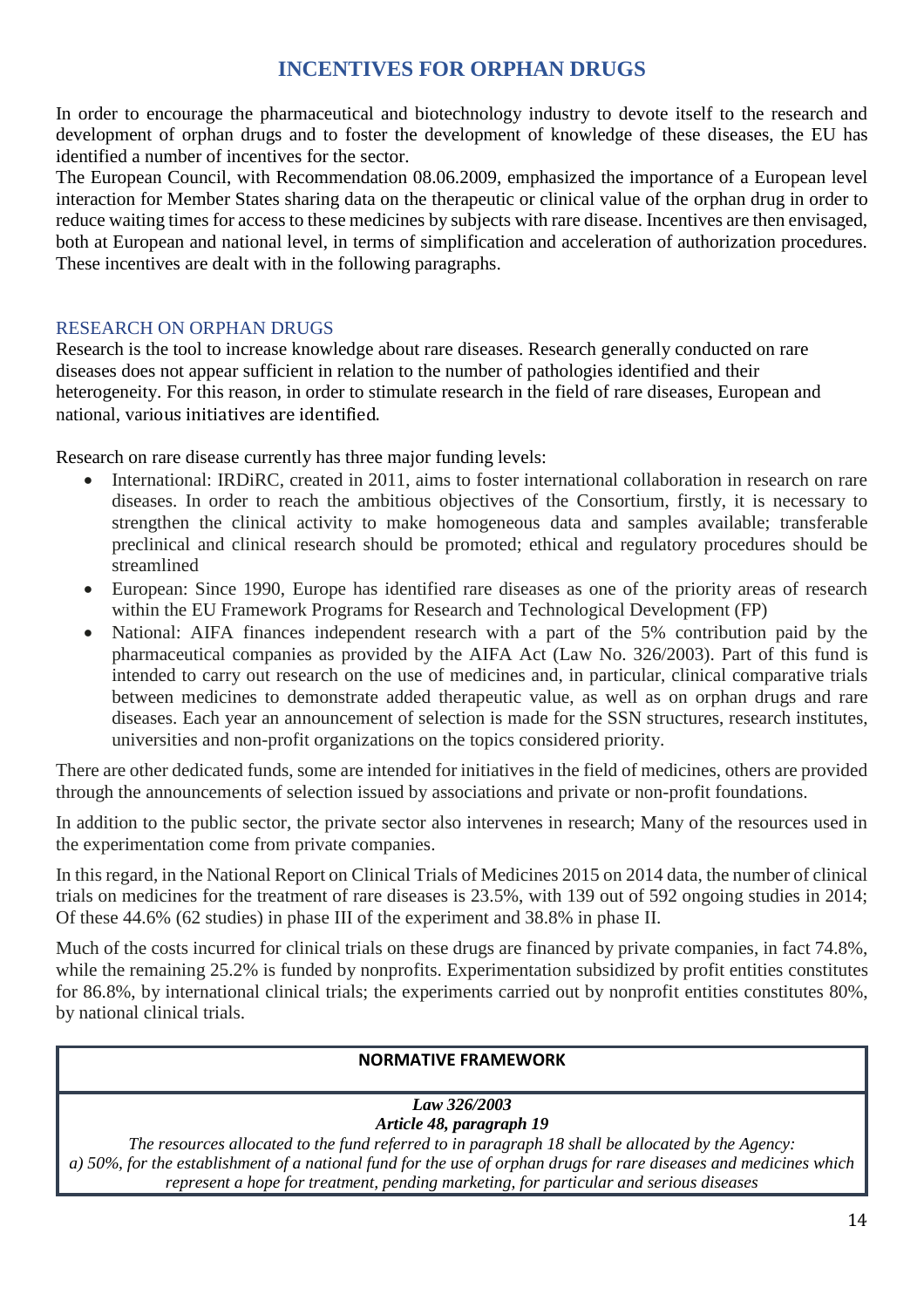# INCENTIVES FOR ORPHAN DRUGS

In order to encourage the pharmaceutical and biotechnology industry to devote itself to the research and development of orphan drugs and to foster the development of knowledge of these diseases, the EU has identified a number of incentives for the sector.

The European Council, with Recommendation 08.06.2009, emphasized the importance of a European level interaction for Member States sharing data on the therapeutic or clinical value of the orphan drug in order to reduce waiting times for access to these medicines by subjects with rare disease. Incentives are then envisaged, both at European and national level, in terms of simplification and acceleration of authorization procedures. These incentives are dealt with in the following paragraphs.

## RESEARCH ON ORPHAN DRUGS

Research is the tool to increase knowledge about rare diseases. Research generally conducted on rare diseases does not appear sufficient in relation to the number of pathologies identified and their heterogeneity. For this reason, in order to stimulate research in the field of rare diseases, European and national, various initiatives are identified.

Research on rare disease currently has three major funding levels:

- International: IRDiRC, created in 2011, aims to foster international collaboration in research on rare diseases. In order to reach the ambitious objectives of the Consortium, firstly, it is necessary to strengthen the clinical activity to make homogeneous data and samples available; transferable preclinical and clinical research should be promoted; ethical and regulatory procedures should be streamlined
- European: Since 1990, Europe has identified rare diseases as one of the priority areas of research within the EU Framework Programs for Research and Technological Development (FP)
- National: AIFA finances independent research with a part of the 5% contribution paid by the pharmaceutical companies as provided by the AIFA Act (Law No. 326/2003). Part of this fund is intended to carry out research on the use of medicines and, in particular, clinical comparative trials between medicines to demonstrate added therapeutic value, as well as on orphan drugs and rare diseases. Each year an announcement of selection is made for the SSN structures, research institutes, universities and non-profit organizations on the topics considered priority.

There are other dedicated funds, some are intended for initiatives in the field of medicines, others are provided through the announcements of selection issued by associations and private or non-profit foundations.

In addition to the public sector, the private sector also intervenes in research; Many of the resources used in the experimentation come from private companies.

In this regard, in the National Report on Clinical Trials of Medicines 2015 on 2014 data, the number of clinical trials on medicines for the treatment of rare diseases is 23.5%, with 139 out of 592 ongoing studies in 2014; Of these 44.6% (62 studies) in phase III of the experiment and 38.8% in phase II.

Much of the costs incurred for clinical trials on these drugs are financed by private companies, in fact 74.8%, while the remaining 25.2% is funded by nonprofits. Experimentation subsidized by profit entities constitutes for 86.8%, by international clinical trials; the experiments carried out by nonprofit entities constitutes 80%, by national clinical trials.

| **NORMATIVE FRAMEWORK** |
| --- |
| ***Law 326/2003*** <br> ***Article 48, paragraph 19*** <br> *The resources allocated to the fund referred to in paragraph 18 shall be allocated by the Agency:* <br> *a) 50%, for the establishment of a national fund for the use of orphan drugs for rare diseases and medicines which represent a hope for treatment, pending marketing, for particular and serious diseases* |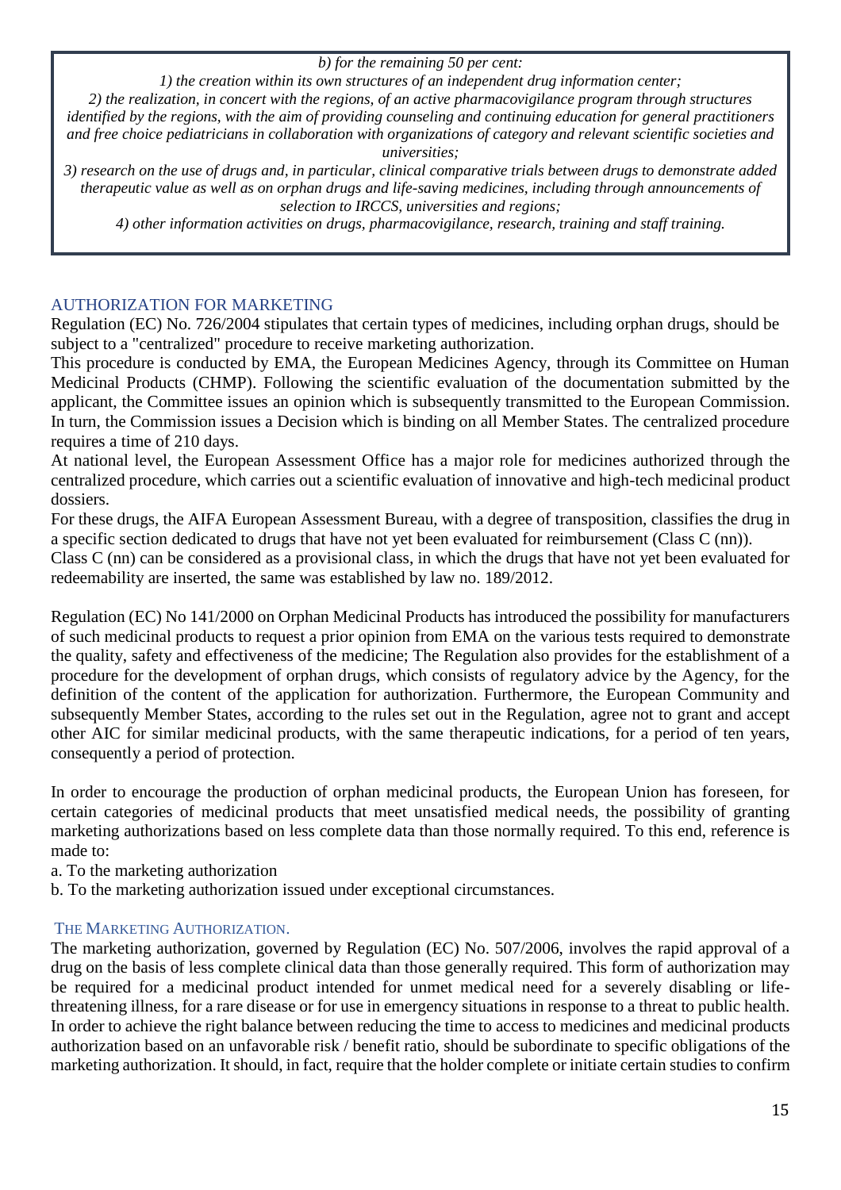*b) for the remaining 50 per cent:*

*1) the creation within its own structures of an independent drug information center;*

*2) the realization, in concert with the regions, of an active pharmacovigilance program through structures identified by the regions, with the aim of providing counseling and continuing education for general practitioners and free choice pediatricians in collaboration with organizations of category and relevant scientific societies and universities;*

*3) research on the use of drugs and, in particular, clinical comparative trials between drugs to demonstrate added therapeutic value as well as on orphan drugs and life-saving medicines, including through announcements of selection to IRCCS, universities and regions;*

*4) other information activities on drugs, pharmacovigilance, research, training and staff training.*

## AUTHORIZATION FOR MARKETING

Regulation (EC) No. 726/2004 stipulates that certain types of medicines, including orphan drugs, should be subject to a "centralized" procedure to receive marketing authorization.

This procedure is conducted by EMA, the European Medicines Agency, through its Committee on Human Medicinal Products (CHMP). Following the scientific evaluation of the documentation submitted by the applicant, the Committee issues an opinion which is subsequently transmitted to the European Commission. In turn, the Commission issues a Decision which is binding on all Member States. The centralized procedure requires a time of 210 days.

At national level, the European Assessment Office has a major role for medicines authorized through the centralized procedure, which carries out a scientific evaluation of innovative and high-tech medicinal product dossiers.

For these drugs, the AIFA European Assessment Bureau, with a degree of transposition, classifies the drug in a specific section dedicated to drugs that have not yet been evaluated for reimbursement (Class C (nn)).

Class C (nn) can be considered as a provisional class, in which the drugs that have not yet been evaluated for redeemability are inserted, the same was established by law no. 189/2012.

Regulation (EC) No 141/2000 on Orphan Medicinal Products has introduced the possibility for manufacturers of such medicinal products to request a prior opinion from EMA on the various tests required to demonstrate the quality, safety and effectiveness of the medicine; The Regulation also provides for the establishment of a procedure for the development of orphan drugs, which consists of regulatory advice by the Agency, for the definition of the content of the application for authorization. Furthermore, the European Community and subsequently Member States, according to the rules set out in the Regulation, agree not to grant and accept other AIC for similar medicinal products, with the same therapeutic indications, for a period of ten years, consequently a period of protection.

In order to encourage the production of orphan medicinal products, the European Union has foreseen, for certain categories of medicinal products that meet unsatisfied medical needs, the possibility of granting marketing authorizations based on less complete data than those normally required. To this end, reference is made to:

a. To the marketing authorization

b. To the marketing authorization issued under exceptional circumstances.

### THE MARKETING AUTHORIZATION.

The marketing authorization, governed by Regulation (EC) No. 507/2006, involves the rapid approval of a drug on the basis of less complete clinical data than those generally required. This form of authorization may be required for a medicinal product intended for unmet medical need for a severely disabling or life-threatening illness, for a rare disease or for use in emergency situations in response to a threat to public health. In order to achieve the right balance between reducing the time to access to medicines and medicinal products authorization based on an unfavorable risk / benefit ratio, should be subordinate to specific obligations of the marketing authorization. It should, in fact, require that the holder complete or initiate certain studies to confirm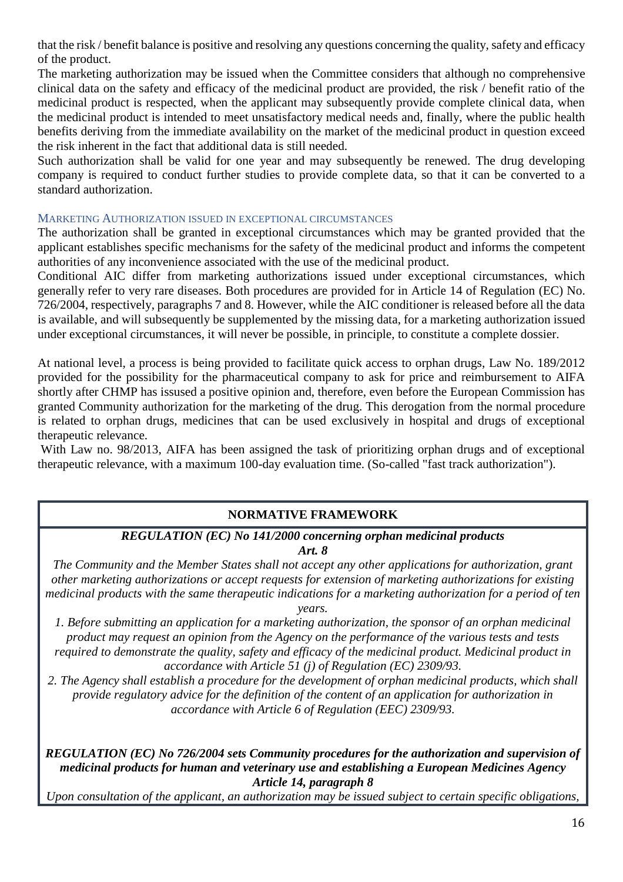that the risk / benefit balance is positive and resolving any questions concerning the quality, safety and efficacy of the product.

The marketing authorization may be issued when the Committee considers that although no comprehensive clinical data on the safety and efficacy of the medicinal product are provided, the risk / benefit ratio of the medicinal product is respected, when the applicant may subsequently provide complete clinical data, when the medicinal product is intended to meet unsatisfactory medical needs and, finally, where the public health benefits deriving from the immediate availability on the market of the medicinal product in question exceed the risk inherent in the fact that additional data is still needed.

Such authorization shall be valid for one year and may subsequently be renewed. The drug developing company is required to conduct further studies to provide complete data, so that it can be converted to a standard authorization.

### MARKETING AUTHORIZATION ISSUED IN EXCEPTIONAL CIRCUMSTANCES

The authorization shall be granted in exceptional circumstances which may be granted provided that the applicant establishes specific mechanisms for the safety of the medicinal product and informs the competent authorities of any inconvenience associated with the use of the medicinal product.

Conditional AIC differ from marketing authorizations issued under exceptional circumstances, which generally refer to very rare diseases. Both procedures are provided for in Article 14 of Regulation (EC) No. 726/2004, respectively, paragraphs 7 and 8. However, while the AIC conditioner is released before all the data is available, and will subsequently be supplemented by the missing data, for a marketing authorization issued under exceptional circumstances, it will never be possible, in principle, to constitute a complete dossier.

At national level, a process is being provided to facilitate quick access to orphan drugs, Law No. 189/2012 provided for the possibility for the pharmaceutical company to ask for price and reimbursement to AIFA shortly after CHMP has issused a positive opinion and, therefore, even before the European Commission has granted Community authorization for the marketing of the drug. This derogation from the normal procedure is related to orphan drugs, medicines that can be used exclusively in hospital and drugs of exceptional therapeutic relevance.

With Law no. 98/2013, AIFA has been assigned the task of prioritizing orphan drugs and of exceptional therapeutic relevance, with a maximum 100-day evaluation time. (So-called "fast track authorization").

**NORMATIVE FRAMEWORK**

***REGULATION (EC) No 141/2000 concerning orphan medicinal products***
***Art. 8***

*The Community and the Member States shall not accept any other applications for authorization, grant other marketing authorizations or accept requests for extension of marketing authorizations for existing medicinal products with the same therapeutic indications for a marketing authorization for a period of ten years.*

*1. Before submitting an application for a marketing authorization, the sponsor of an orphan medicinal product may request an opinion from the Agency on the performance of the various tests and tests required to demonstrate the quality, safety and efficacy of the medicinal product. Medicinal product in accordance with Article 51 (j) of Regulation (EC) 2309/93.*

*2. The Agency shall establish a procedure for the development of orphan medicinal products, which shall provide regulatory advice for the definition of the content of an application for authorization in accordance with Article 6 of Regulation (EEC) 2309/93.*

***REGULATION (EC) No 726/2004 sets Community procedures for the authorization and supervision of medicinal products for human and veterinary use and establishing a European Medicines Agency***
***Article 14, paragraph 8***

*Upon consultation of the applicant, an authorization may be issued subject to certain specific obligations,*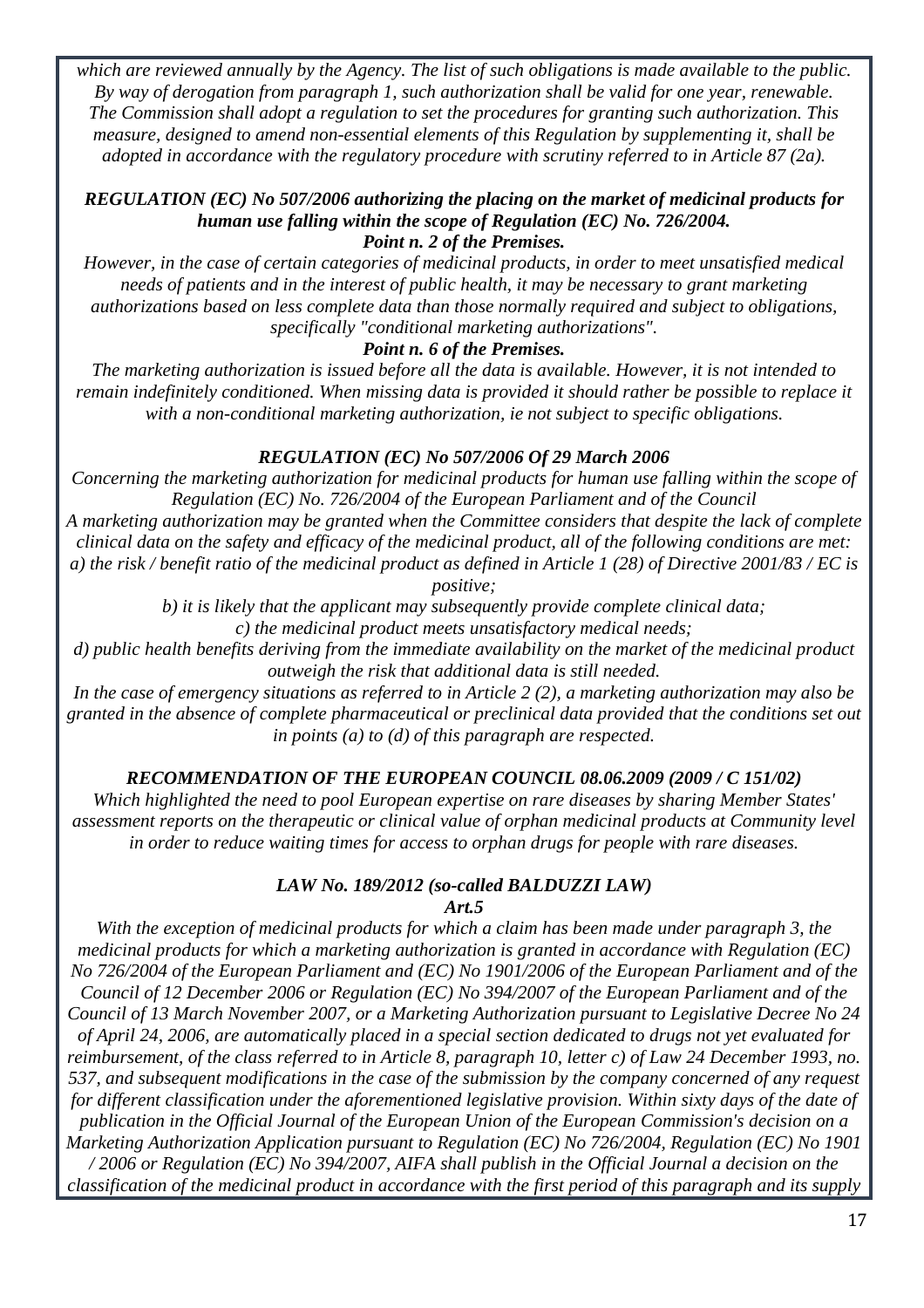*which are reviewed annually by the Agency. The list of such obligations is made available to the public. By way of derogation from paragraph 1, such authorization shall be valid for one year, renewable. The Commission shall adopt a regulation to set the procedures for granting such authorization. This measure, designed to amend non-essential elements of this Regulation by supplementing it, shall be adopted in accordance with the regulatory procedure with scrutiny referred to in Article 87 (2a).*

***REGULATION (EC) No 507/2006 authorizing the placing on the market of medicinal products for human use falling within the scope of Regulation (EC) No. 726/2004.***
***Point n. 2 of the Premises.***

*However, in the case of certain categories of medicinal products, in order to meet unsatisfied medical needs of patients and in the interest of public health, it may be necessary to grant marketing authorizations based on less complete data than those normally required and subject to obligations, specifically "conditional marketing authorizations".*

***Point n. 6 of the Premises.***

*The marketing authorization is issued before all the data is available. However, it is not intended to remain indefinitely conditioned. When missing data is provided it should rather be possible to replace it with a non-conditional marketing authorization, ie not subject to specific obligations.*

***REGULATION (EC) No 507/2006 Of 29 March 2006***

*Concerning the marketing authorization for medicinal products for human use falling within the scope of Regulation (EC) No. 726/2004 of the European Parliament and of the Council*
*A marketing authorization may be granted when the Committee considers that despite the lack of complete clinical data on the safety and efficacy of the medicinal product, all of the following conditions are met:*
*a) the risk / benefit ratio of the medicinal product as defined in Article 1 (28) of Directive 2001/83 / EC is positive;*
*b) it is likely that the applicant may subsequently provide complete clinical data;*
*c) the medicinal product meets unsatisfactory medical needs;*
*d) public health benefits deriving from the immediate availability on the market of the medicinal product outweigh the risk that additional data is still needed.*
*In the case of emergency situations as referred to in Article 2 (2), a marketing authorization may also be granted in the absence of complete pharmaceutical or preclinical data provided that the conditions set out in points (a) to (d) of this paragraph are respected.*

***RECOMMENDATION OF THE EUROPEAN COUNCIL 08.06.2009 (2009 / C 151/02)***

*Which highlighted the need to pool European expertise on rare diseases by sharing Member States' assessment reports on the therapeutic or clinical value of orphan medicinal products at Community level in order to reduce waiting times for access to orphan drugs for people with rare diseases.*

***LAW No. 189/2012 (so-called BALDUZZI LAW)***
***Art.5***

*With the exception of medicinal products for which a claim has been made under paragraph 3, the medicinal products for which a marketing authorization is granted in accordance with Regulation (EC) No 726/2004 of the European Parliament and (EC) No 1901/2006 of the European Parliament and of the Council of 12 December 2006 or Regulation (EC) No 394/2007 of the European Parliament and of the Council of 13 March November 2007, or a Marketing Authorization pursuant to Legislative Decree No 24 of April 24, 2006, are automatically placed in a special section dedicated to drugs not yet evaluated for reimbursement, of the class referred to in Article 8, paragraph 10, letter c) of Law 24 December 1993, no. 537, and subsequent modifications in the case of the submission by the company concerned of any request for different classification under the aforementioned legislative provision. Within sixty days of the date of publication in the Official Journal of the European Union of the European Commission's decision on a Marketing Authorization Application pursuant to Regulation (EC) No 726/2004, Regulation (EC) No 1901 / 2006 or Regulation (EC) No 394/2007, AIFA shall publish in the Official Journal a decision on the classification of the medicinal product in accordance with the first period of this paragraph and its supply*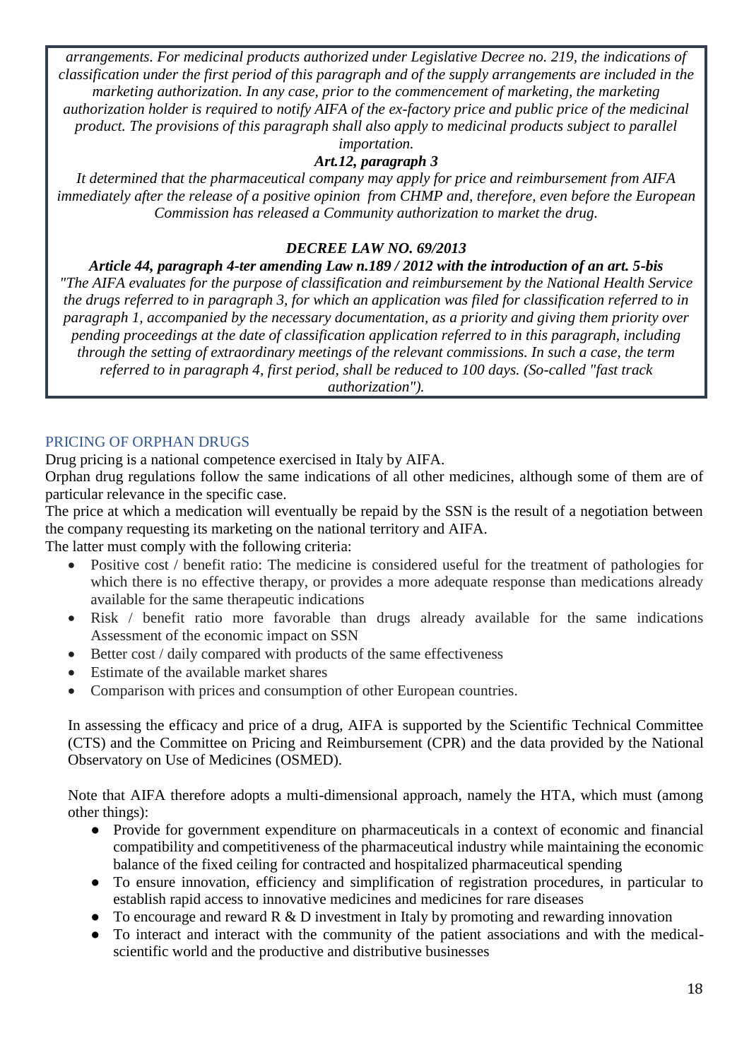*arrangements. For medicinal products authorized under Legislative Decree no. 219, the indications of classification under the first period of this paragraph and of the supply arrangements are included in the marketing authorization. In any case, prior to the commencement of marketing, the marketing authorization holder is required to notify AIFA of the ex-factory price and public price of the medicinal product. The provisions of this paragraph shall also apply to medicinal products subject to parallel importation.*

***Art.12, paragraph 3***

*It determined that the pharmaceutical company may apply for price and reimbursement from AIFA immediately after the release of a positive opinion from CHMP and, therefore, even before the European Commission has released a Community authorization to market the drug.*

***DECREE LAW NO. 69/2013***

***Article 44, paragraph 4-ter amending Law n.189 / 2012 with the introduction of an art. 5-bis***

*"The AIFA evaluates for the purpose of classification and reimbursement by the National Health Service the drugs referred to in paragraph 3, for which an application was filed for classification referred to in paragraph 1, accompanied by the necessary documentation, as a priority and giving them priority over pending proceedings at the date of classification application referred to in this paragraph, including through the setting of extraordinary meetings of the relevant commissions. In such a case, the term referred to in paragraph 4, first period, shall be reduced to 100 days. (So-called "fast track authorization").*

## PRICING OF ORPHAN DRUGS

Drug pricing is a national competence exercised in Italy by AIFA.

Orphan drug regulations follow the same indications of all other medicines, although some of them are of particular relevance in the specific case.

The price at which a medication will eventually be repaid by the SSN is the result of a negotiation between the company requesting its marketing on the national territory and AIFA.

The latter must comply with the following criteria:

- Positive cost / benefit ratio: The medicine is considered useful for the treatment of pathologies for which there is no effective therapy, or provides a more adequate response than medications already available for the same therapeutic indications
- Risk / benefit ratio more favorable than drugs already available for the same indications Assessment of the economic impact on SSN
- Better cost / daily compared with products of the same effectiveness
- Estimate of the available market shares
- Comparison with prices and consumption of other European countries.

In assessing the efficacy and price of a drug, AIFA is supported by the Scientific Technical Committee (CTS) and the Committee on Pricing and Reimbursement (CPR) and the data provided by the National Observatory on Use of Medicines (OSMED).

Note that AIFA therefore adopts a multi-dimensional approach, namely the HTA, which must (among other things):

- Provide for government expenditure on pharmaceuticals in a context of economic and financial compatibility and competitiveness of the pharmaceutical industry while maintaining the economic balance of the fixed ceiling for contracted and hospitalized pharmaceutical spending
- To ensure innovation, efficiency and simplification of registration procedures, in particular to establish rapid access to innovative medicines and medicines for rare diseases
- To encourage and reward R & D investment in Italy by promoting and rewarding innovation
- To interact and interact with the community of the patient associations and with the medical-scientific world and the productive and distributive businesses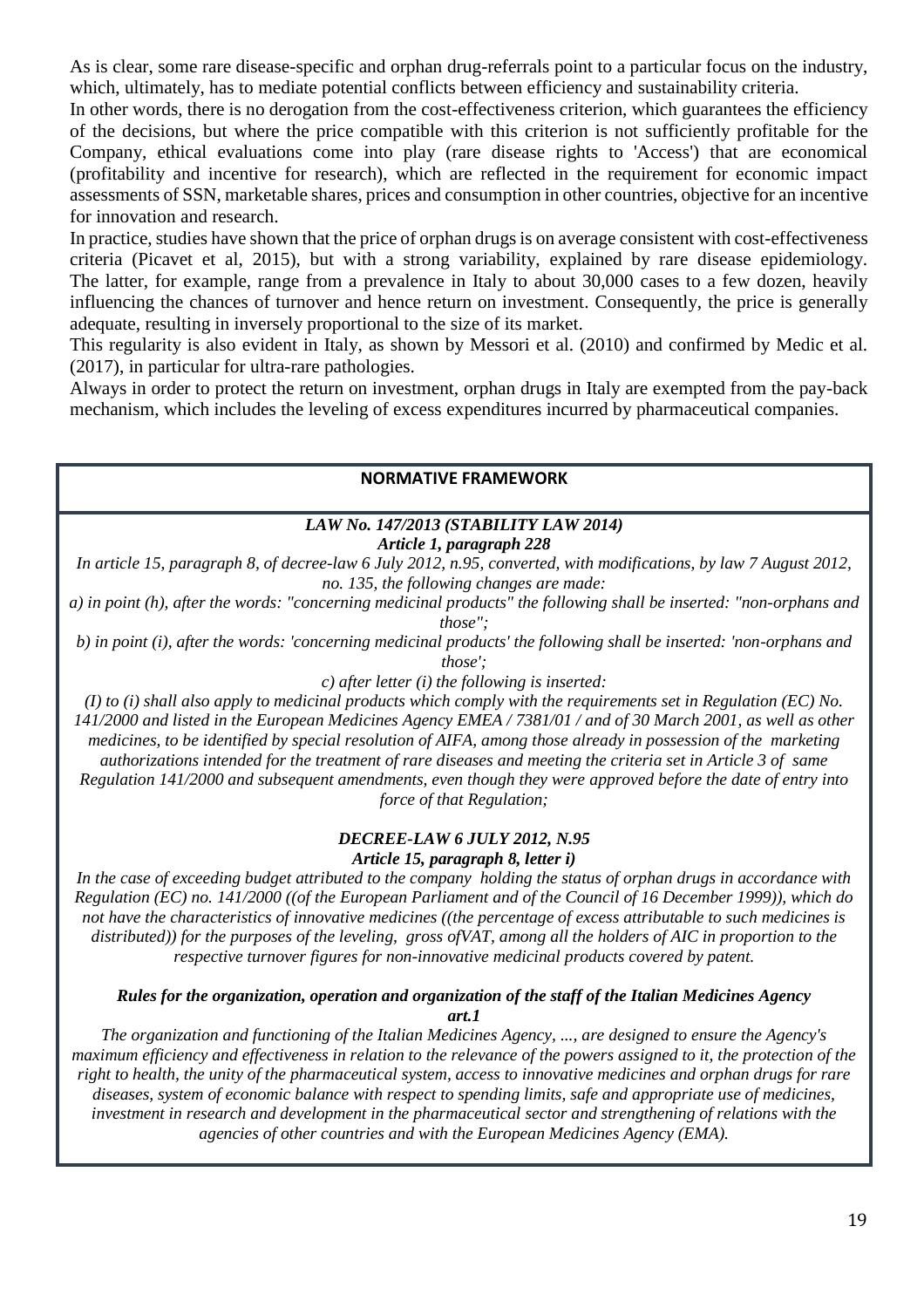As is clear, some rare disease-specific and orphan drug-referrals point to a particular focus on the industry, which, ultimately, has to mediate potential conflicts between efficiency and sustainability criteria.

In other words, there is no derogation from the cost-effectiveness criterion, which guarantees the efficiency of the decisions, but where the price compatible with this criterion is not sufficiently profitable for the Company, ethical evaluations come into play (rare disease rights to 'Access') that are economical (profitability and incentive for research), which are reflected in the requirement for economic impact assessments of SSN, marketable shares, prices and consumption in other countries, objective for an incentive for innovation and research.

In practice, studies have shown that the price of orphan drugs is on average consistent with cost-effectiveness criteria (Picavet et al, 2015), but with a strong variability, explained by rare disease epidemiology. The latter, for example, range from a prevalence in Italy to about 30,000 cases to a few dozen, heavily influencing the chances of turnover and hence return on investment. Consequently, the price is generally adequate, resulting in inversely proportional to the size of its market.

This regularity is also evident in Italy, as shown by Messori et al. (2010) and confirmed by Medic et al. (2017), in particular for ultra-rare pathologies.

Always in order to protect the return on investment, orphan drugs in Italy are exempted from the pay-back mechanism, which includes the leveling of excess expenditures incurred by pharmaceutical companies.

**NORMATIVE FRAMEWORK**

***LAW No. 147/2013 (STABILITY LAW 2014)***
***Article 1, paragraph 228***

*In article 15, paragraph 8, of decree-law 6 July 2012, n.95, converted, with modifications, by law 7 August 2012, no. 135, the following changes are made:*

*a) in point (h), after the words: "concerning medicinal products" the following shall be inserted: "non-orphans and those";*

*b) in point (i), after the words: 'concerning medicinal products' the following shall be inserted: 'non-orphans and those';*

*c) after letter (i) the following is inserted:*

*(I) to (i) shall also apply to medicinal products which comply with the requirements set in Regulation (EC) No. 141/2000 and listed in the European Medicines Agency EMEA / 7381/01 / and of 30 March 2001, as well as other medicines, to be identified by special resolution of AIFA, among those already in possession of the marketing authorizations intended for the treatment of rare diseases and meeting the criteria set in Article 3 of same Regulation 141/2000 and subsequent amendments, even though they were approved before the date of entry into force of that Regulation;*

***DECREE-LAW 6 JULY 2012, N.95***
***Article 15, paragraph 8, letter i)***

*In the case of exceeding budget attributed to the company holding the status of orphan drugs in accordance with Regulation (EC) no. 141/2000 ((of the European Parliament and of the Council of 16 December 1999)), which do not have the characteristics of innovative medicines ((the percentage of excess attributable to such medicines is distributed)) for the purposes of the leveling, gross ofVAT, among all the holders of AIC in proportion to the respective turnover figures for non-innovative medicinal products covered by patent.*

***Rules for the organization, operation and organization of the staff of the Italian Medicines Agency***
***art.1***

*The organization and functioning of the Italian Medicines Agency, ..., are designed to ensure the Agency's maximum efficiency and effectiveness in relation to the relevance of the powers assigned to it, the protection of the right to health, the unity of the pharmaceutical system, access to innovative medicines and orphan drugs for rare diseases, system of economic balance with respect to spending limits, safe and appropriate use of medicines, investment in research and development in the pharmaceutical sector and strengthening of relations with the agencies of other countries and with the European Medicines Agency (EMA).*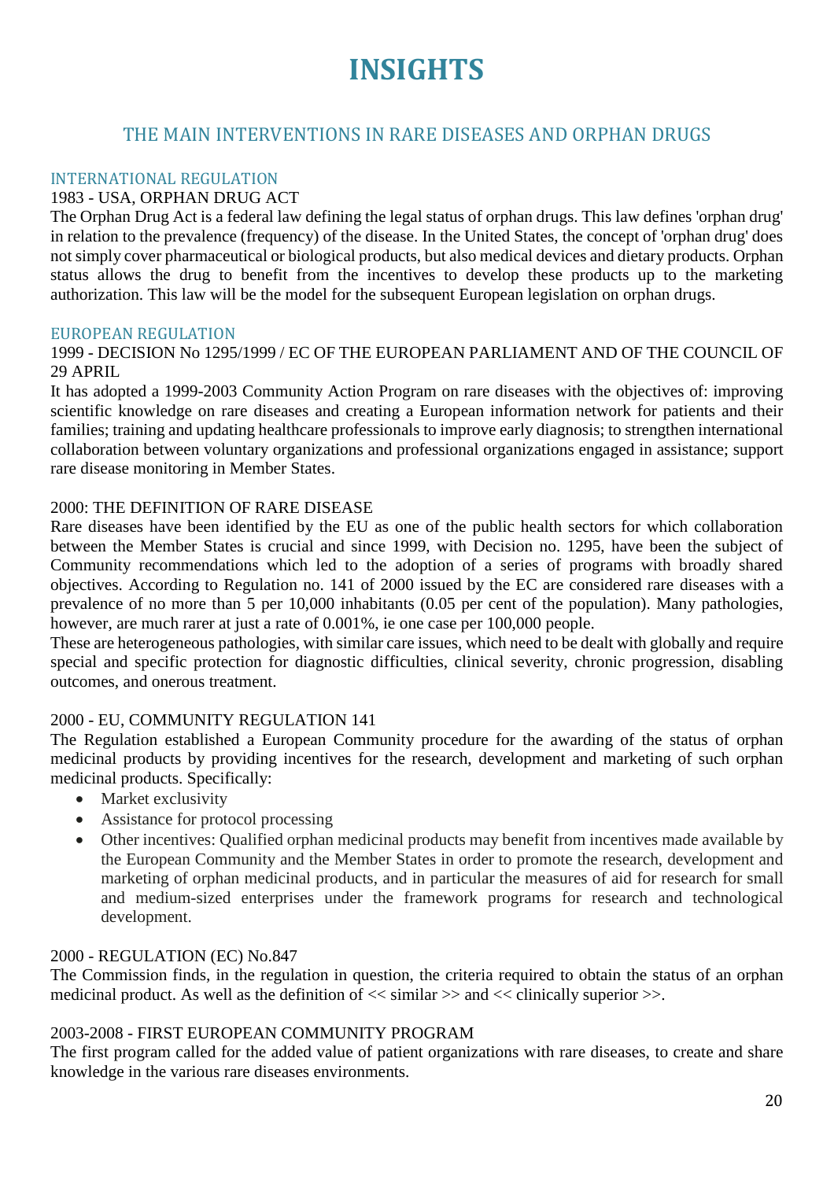# INSIGHTS

## THE MAIN INTERVENTIONS IN RARE DISEASES AND ORPHAN DRUGS

### INTERNATIONAL REGULATION

1983 - USA, ORPHAN DRUG ACT

The Orphan Drug Act is a federal law defining the legal status of orphan drugs. This law defines 'orphan drug' in relation to the prevalence (frequency) of the disease. In the United States, the concept of 'orphan drug' does not simply cover pharmaceutical or biological products, but also medical devices and dietary products. Orphan status allows the drug to benefit from the incentives to develop these products up to the marketing authorization. This law will be the model for the subsequent European legislation on orphan drugs.

### EUROPEAN REGULATION

1999 - DECISION No 1295/1999 / EC OF THE EUROPEAN PARLIAMENT AND OF THE COUNCIL OF 29 APRIL

It has adopted a 1999-2003 Community Action Program on rare diseases with the objectives of: improving scientific knowledge on rare diseases and creating a European information network for patients and their families; training and updating healthcare professionals to improve early diagnosis; to strengthen international collaboration between voluntary organizations and professional organizations engaged in assistance; support rare disease monitoring in Member States.

2000: THE DEFINITION OF RARE DISEASE

Rare diseases have been identified by the EU as one of the public health sectors for which collaboration between the Member States is crucial and since 1999, with Decision no. 1295, have been the subject of Community recommendations which led to the adoption of a series of programs with broadly shared objectives. According to Regulation no. 141 of 2000 issued by the EC are considered rare diseases with a prevalence of no more than 5 per 10,000 inhabitants (0.05 per cent of the population). Many pathologies, however, are much rarer at just a rate of 0.001%, ie one case per 100,000 people.

These are heterogeneous pathologies, with similar care issues, which need to be dealt with globally and require special and specific protection for diagnostic difficulties, clinical severity, chronic progression, disabling outcomes, and onerous treatment.

2000 - EU, COMMUNITY REGULATION 141

The Regulation established a European Community procedure for the awarding of the status of orphan medicinal products by providing incentives for the research, development and marketing of such orphan medicinal products. Specifically:

- Market exclusivity
- Assistance for protocol processing
- Other incentives: Qualified orphan medicinal products may benefit from incentives made available by the European Community and the Member States in order to promote the research, development and marketing of orphan medicinal products, and in particular the measures of aid for research for small and medium-sized enterprises under the framework programs for research and technological development.

2000 - REGULATION (EC) No.847

The Commission finds, in the regulation in question, the criteria required to obtain the status of an orphan medicinal product. As well as the definition of << similar >> and << clinically superior >>.

2003-2008 - FIRST EUROPEAN COMMUNITY PROGRAM

The first program called for the added value of patient organizations with rare diseases, to create and share knowledge in the various rare diseases environments.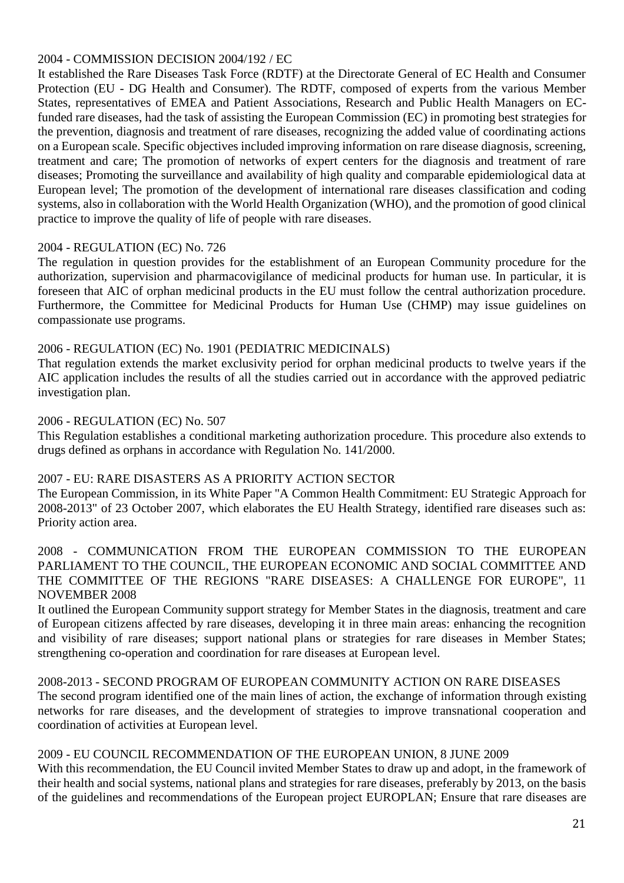2004 - COMMISSION DECISION 2004/192 / EC

It established the Rare Diseases Task Force (RDTF) at the Directorate General of EC Health and Consumer Protection (EU - DG Health and Consumer). The RDTF, composed of experts from the various Member States, representatives of EMEA and Patient Associations, Research and Public Health Managers on EC-funded rare diseases, had the task of assisting the European Commission (EC) in promoting best strategies for the prevention, diagnosis and treatment of rare diseases, recognizing the added value of coordinating actions on a European scale. Specific objectives included improving information on rare disease diagnosis, screening, treatment and care; The promotion of networks of expert centers for the diagnosis and treatment of rare diseases; Promoting the surveillance and availability of high quality and comparable epidemiological data at European level; The promotion of the development of international rare diseases classification and coding systems, also in collaboration with the World Health Organization (WHO), and the promotion of good clinical practice to improve the quality of life of people with rare diseases.

2004 - REGULATION (EC) No. 726

The regulation in question provides for the establishment of an European Community procedure for the authorization, supervision and pharmacovigilance of medicinal products for human use. In particular, it is foreseen that AIC of orphan medicinal products in the EU must follow the central authorization procedure. Furthermore, the Committee for Medicinal Products for Human Use (CHMP) may issue guidelines on compassionate use programs.

2006 - REGULATION (EC) No. 1901 (PEDIATRIC MEDICINALS)

That regulation extends the market exclusivity period for orphan medicinal products to twelve years if the AIC application includes the results of all the studies carried out in accordance with the approved pediatric investigation plan.

2006 - REGULATION (EC) No. 507

This Regulation establishes a conditional marketing authorization procedure. This procedure also extends to drugs defined as orphans in accordance with Regulation No. 141/2000.

2007 - EU: RARE DISASTERS AS A PRIORITY ACTION SECTOR

The European Commission, in its White Paper "A Common Health Commitment: EU Strategic Approach for 2008-2013" of 23 October 2007, which elaborates the EU Health Strategy, identified rare diseases such as: Priority action area.

2008 - COMMUNICATION FROM THE EUROPEAN COMMISSION TO THE EUROPEAN PARLIAMENT TO THE COUNCIL, THE EUROPEAN ECONOMIC AND SOCIAL COMMITTEE AND THE COMMITTEE OF THE REGIONS "RARE DISEASES: A CHALLENGE FOR EUROPE", 11 NOVEMBER 2008

It outlined the European Community support strategy for Member States in the diagnosis, treatment and care of European citizens affected by rare diseases, developing it in three main areas: enhancing the recognition and visibility of rare diseases; support national plans or strategies for rare diseases in Member States; strengthening co-operation and coordination for rare diseases at European level.

2008-2013 - SECOND PROGRAM OF EUROPEAN COMMUNITY ACTION ON RARE DISEASES

The second program identified one of the main lines of action, the exchange of information through existing networks for rare diseases, and the development of strategies to improve transnational cooperation and coordination of activities at European level.

2009 - EU COUNCIL RECOMMENDATION OF THE EUROPEAN UNION, 8 JUNE 2009

With this recommendation, the EU Council invited Member States to draw up and adopt, in the framework of their health and social systems, national plans and strategies for rare diseases, preferably by 2013, on the basis of the guidelines and recommendations of the European project EUROPLAN; Ensure that rare diseases are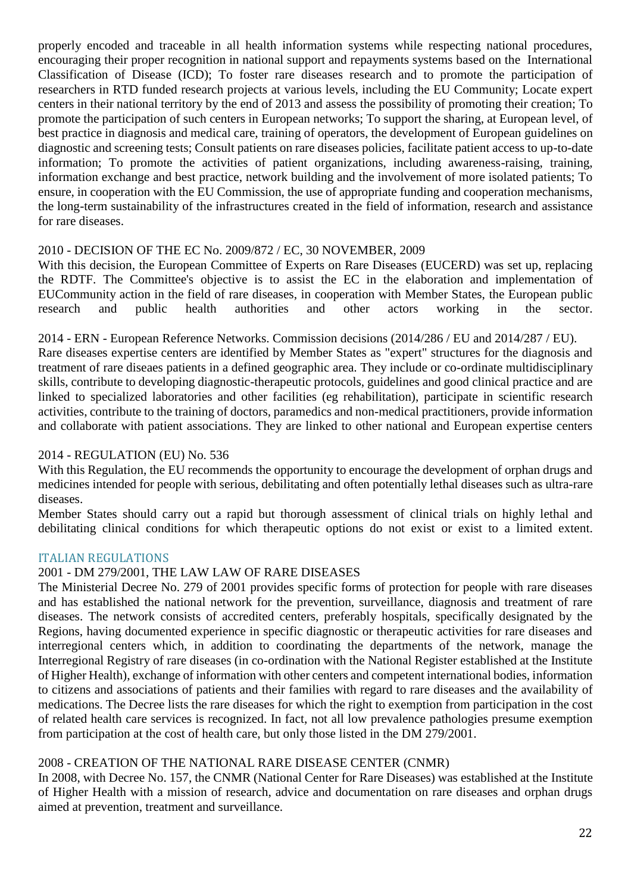properly encoded and traceable in all health information systems while respecting national procedures, encouraging their proper recognition in national support and repayments systems based on the International Classification of Disease (ICD); To foster rare diseases research and to promote the participation of researchers in RTD funded research projects at various levels, including the EU Community; Locate expert centers in their national territory by the end of 2013 and assess the possibility of promoting their creation; To promote the participation of such centers in European networks; To support the sharing, at European level, of best practice in diagnosis and medical care, training of operators, the development of European guidelines on diagnostic and screening tests; Consult patients on rare diseases policies, facilitate patient access to up-to-date information; To promote the activities of patient organizations, including awareness-raising, training, information exchange and best practice, network building and the involvement of more isolated patients; To ensure, in cooperation with the EU Commission, the use of appropriate funding and cooperation mechanisms, the long-term sustainability of the infrastructures created in the field of information, research and assistance for rare diseases.

2010 - DECISION OF THE EC No. 2009/872 / EC, 30 NOVEMBER, 2009

With this decision, the European Committee of Experts on Rare Diseases (EUCERD) was set up, replacing the RDTF. The Committee's objective is to assist the EC in the elaboration and implementation of EUCommunity action in the field of rare diseases, in cooperation with Member States, the European public research and public health authorities and other actors working in the sector.

2014 - ERN - European Reference Networks. Commission decisions (2014/286 / EU and 2014/287 / EU).

Rare diseases expertise centers are identified by Member States as "expert" structures for the diagnosis and treatment of rare diseaes patients in a defined geographic area. They include or co-ordinate multidisciplinary skills, contribute to developing diagnostic-therapeutic protocols, guidelines and good clinical practice and are linked to specialized laboratories and other facilities (eg rehabilitation), participate in scientific research activities, contribute to the training of doctors, paramedics and non-medical practitioners, provide information and collaborate with patient associations. They are linked to other national and European expertise centers

2014 - REGULATION (EU) No. 536

With this Regulation, the EU recommends the opportunity to encourage the development of orphan drugs and medicines intended for people with serious, debilitating and often potentially lethal diseases such as ultra-rare diseases.

Member States should carry out a rapid but thorough assessment of clinical trials on highly lethal and debilitating clinical conditions for which therapeutic options do not exist or exist to a limited extent.

## ITALIAN REGULATIONS

2001 - DM 279/2001, THE LAW LAW OF RARE DISEASES

The Ministerial Decree No. 279 of 2001 provides specific forms of protection for people with rare diseases and has established the national network for the prevention, surveillance, diagnosis and treatment of rare diseases. The network consists of accredited centers, preferably hospitals, specifically designated by the Regions, having documented experience in specific diagnostic or therapeutic activities for rare diseases and interregional centers which, in addition to coordinating the departments of the network, manage the Interregional Registry of rare diseases (in co-ordination with the National Register established at the Institute of Higher Health), exchange of information with other centers and competent international bodies, information to citizens and associations of patients and their families with regard to rare diseases and the availability of medications. The Decree lists the rare diseases for which the right to exemption from participation in the cost of related health care services is recognized. In fact, not all low prevalence pathologies presume exemption from participation at the cost of health care, but only those listed in the DM 279/2001.

2008 - CREATION OF THE NATIONAL RARE DISEASE CENTER (CNMR)

In 2008, with Decree No. 157, the CNMR (National Center for Rare Diseases) was established at the Institute of Higher Health with a mission of research, advice and documentation on rare diseases and orphan drugs aimed at prevention, treatment and surveillance.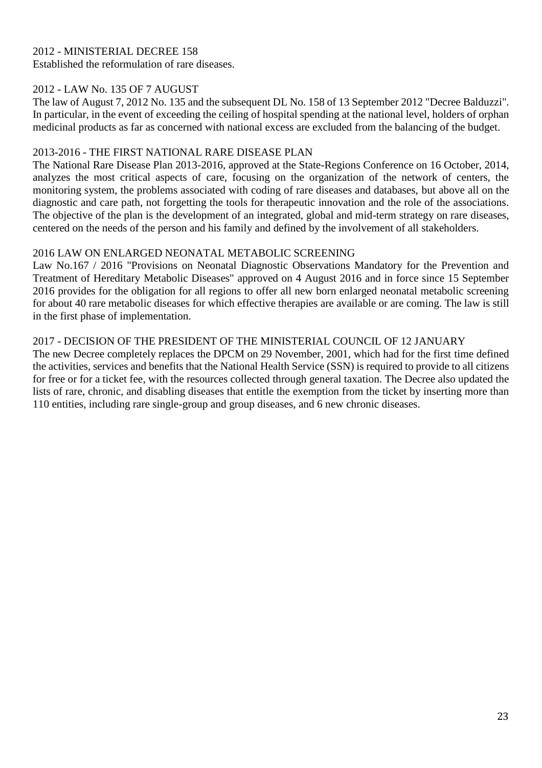2012 - MINISTERIAL DECREE 158

Established the reformulation of rare diseases.

2012 - LAW No. 135 OF 7 AUGUST

The law of August 7, 2012 No. 135 and the subsequent DL No. 158 of 13 September 2012 "Decree Balduzzi". In particular, in the event of exceeding the ceiling of hospital spending at the national level, holders of orphan medicinal products as far as concerned with national excess are excluded from the balancing of the budget.

2013-2016 - THE FIRST NATIONAL RARE DISEASE PLAN

The National Rare Disease Plan 2013-2016, approved at the State-Regions Conference on 16 October, 2014, analyzes the most critical aspects of care, focusing on the organization of the network of centers, the monitoring system, the problems associated with coding of rare diseases and databases, but above all on the diagnostic and care path, not forgetting the tools for therapeutic innovation and the role of the associations. The objective of the plan is the development of an integrated, global and mid-term strategy on rare diseases, centered on the needs of the person and his family and defined by the involvement of all stakeholders.

2016 LAW ON ENLARGED NEONATAL METABOLIC SCREENING

Law No.167 / 2016 "Provisions on Neonatal Diagnostic Observations Mandatory for the Prevention and Treatment of Hereditary Metabolic Diseases" approved on 4 August 2016 and in force since 15 September 2016 provides for the obligation for all regions to offer all new born enlarged neonatal metabolic screening for about 40 rare metabolic diseases for which effective therapies are available or are coming. The law is still in the first phase of implementation.

2017 - DECISION OF THE PRESIDENT OF THE MINISTERIAL COUNCIL OF 12 JANUARY

The new Decree completely replaces the DPCM on 29 November, 2001, which had for the first time defined the activities, services and benefits that the National Health Service (SSN) is required to provide to all citizens for free or for a ticket fee, with the resources collected through general taxation. The Decree also updated the lists of rare, chronic, and disabling diseases that entitle the exemption from the ticket by inserting more than 110 entities, including rare single-group and group diseases, and 6 new chronic diseases.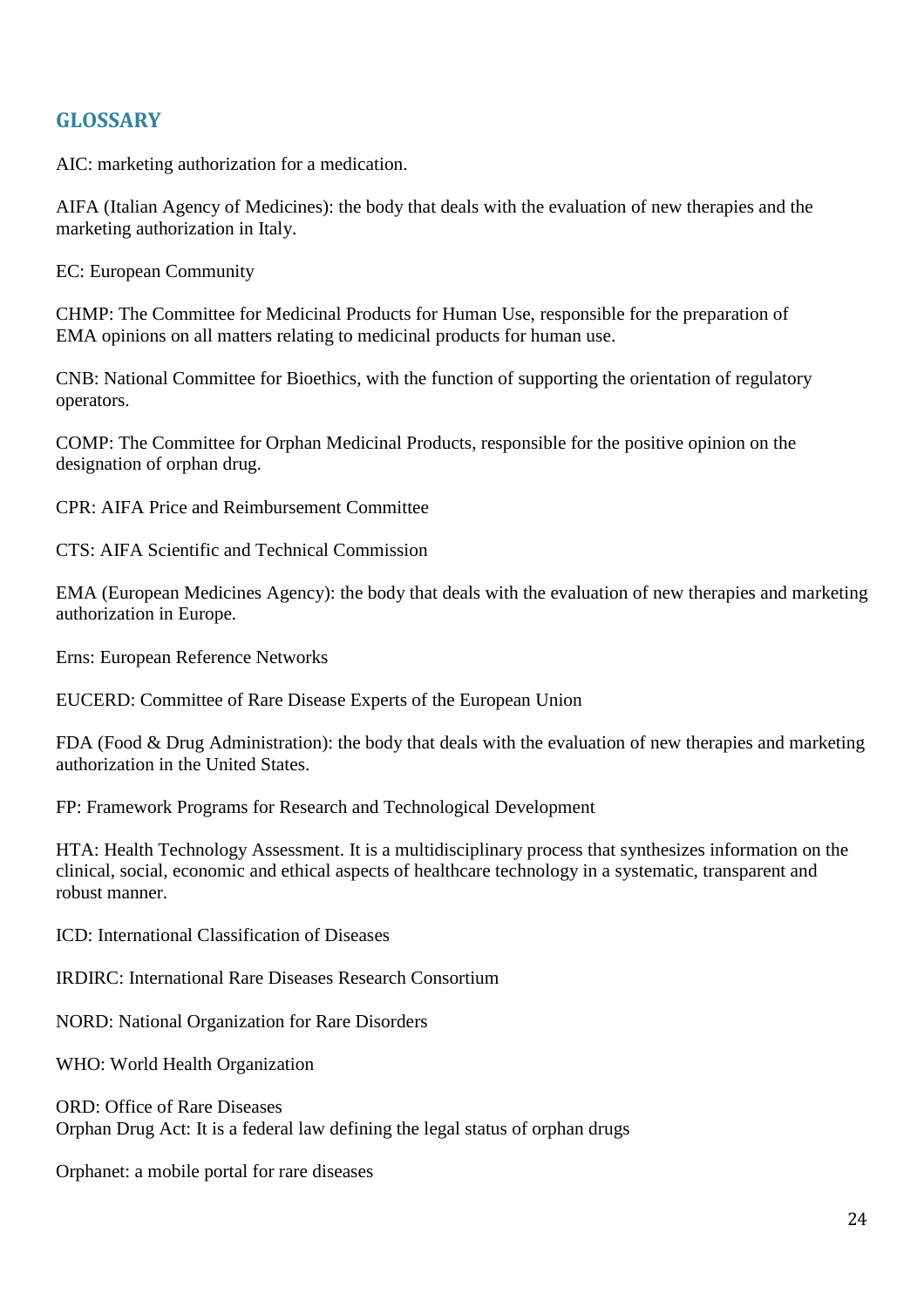## GLOSSARY

AIC: marketing authorization for a medication.

AIFA (Italian Agency of Medicines): the body that deals with the evaluation of new therapies and the marketing authorization in Italy.

EC: European Community

CHMP: The Committee for Medicinal Products for Human Use, responsible for the preparation of EMA opinions on all matters relating to medicinal products for human use.

CNB: National Committee for Bioethics, with the function of supporting the orientation of regulatory operators.

COMP: The Committee for Orphan Medicinal Products, responsible for the positive opinion on the designation of orphan drug.

CPR: AIFA Price and Reimbursement Committee

CTS: AIFA Scientific and Technical Commission

EMA (European Medicines Agency): the body that deals with the evaluation of new therapies and marketing authorization in Europe.

Erns: European Reference Networks

EUCERD: Committee of Rare Disease Experts of the European Union

FDA (Food & Drug Administration): the body that deals with the evaluation of new therapies and marketing authorization in the United States.

FP: Framework Programs for Research and Technological Development

HTA: Health Technology Assessment. It is a multidisciplinary process that synthesizes information on the clinical, social, economic and ethical aspects of healthcare technology in a systematic, transparent and robust manner.

ICD: International Classification of Diseases

IRDIRC: International Rare Diseases Research Consortium

NORD: National Organization for Rare Disorders

WHO: World Health Organization

ORD: Office of Rare Diseases
Orphan Drug Act: It is a federal law defining the legal status of orphan drugs

Orphanet: a mobile portal for rare diseases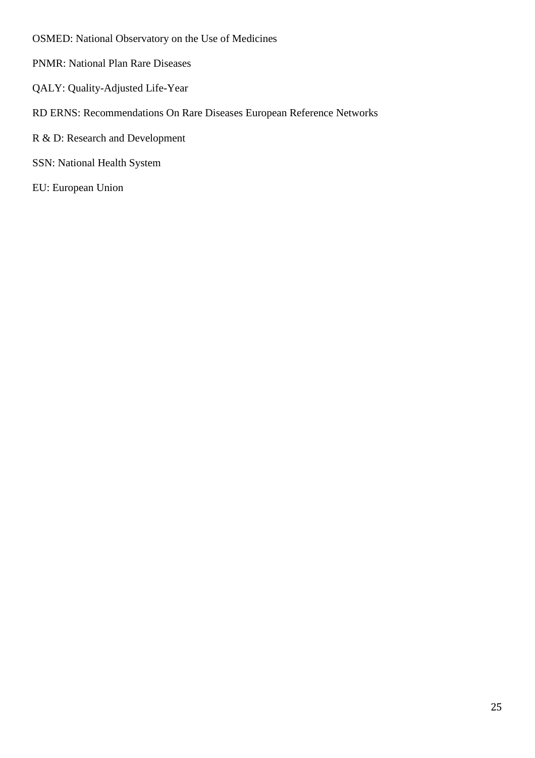OSMED: National Observatory on the Use of Medicines

PNMR: National Plan Rare Diseases

QALY: Quality-Adjusted Life-Year

RD ERNS: Recommendations On Rare Diseases European Reference Networks

R & D: Research and Development

SSN: National Health System

EU: European Union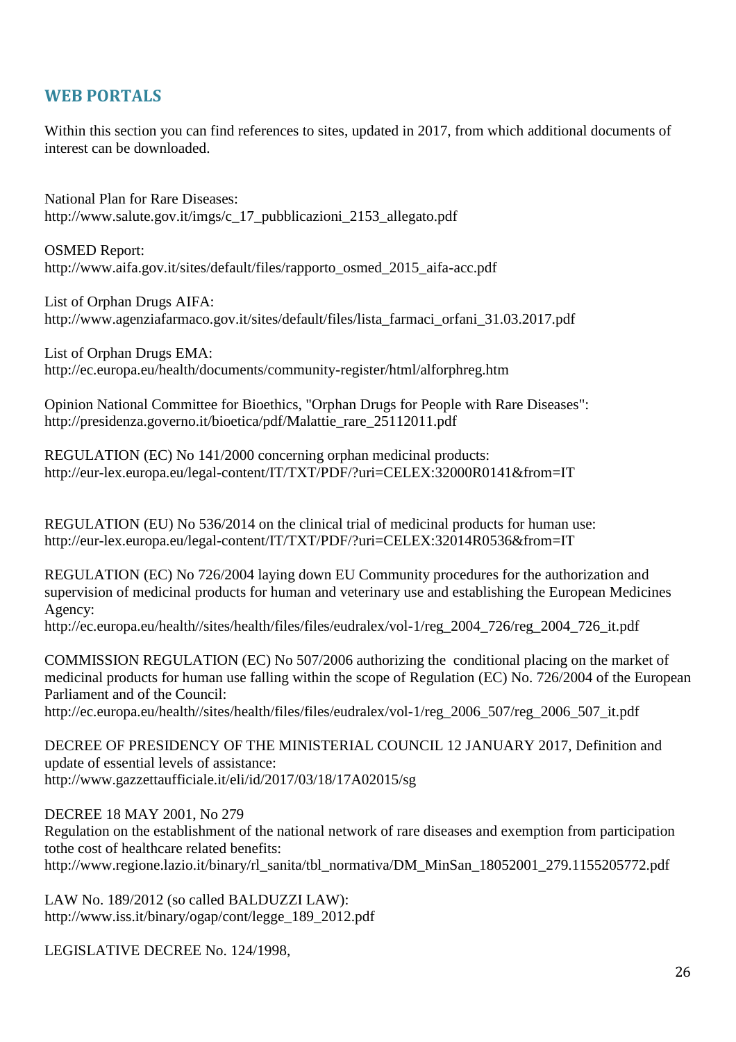## WEB PORTALS

Within this section you can find references to sites, updated in 2017, from which additional documents of interest can be downloaded.

National Plan for Rare Diseases:
http://www.salute.gov.it/imgs/c_17_pubblicazioni_2153_allegato.pdf

OSMED Report:
http://www.aifa.gov.it/sites/default/files/rapporto_osmed_2015_aifa-acc.pdf

List of Orphan Drugs AIFA:
http://www.agenziafarmaco.gov.it/sites/default/files/lista_farmaci_orfani_31.03.2017.pdf

List of Orphan Drugs EMA:
http://ec.europa.eu/health/documents/community-register/html/alforphreg.htm

Opinion National Committee for Bioethics, "Orphan Drugs for People with Rare Diseases":
http://presidenza.governo.it/bioetica/pdf/Malattie_rare_25112011.pdf

REGULATION (EC) No 141/2000 concerning orphan medicinal products:
http://eur-lex.europa.eu/legal-content/IT/TXT/PDF/?uri=CELEX:32000R0141&from=IT

REGULATION (EU) No 536/2014 on the clinical trial of medicinal products for human use:
http://eur-lex.europa.eu/legal-content/IT/TXT/PDF/?uri=CELEX:32014R0536&from=IT

REGULATION (EC) No 726/2004 laying down EU Community procedures for the authorization and supervision of medicinal products for human and veterinary use and establishing the European Medicines Agency:
http://ec.europa.eu/health//sites/health/files/files/eudralex/vol-1/reg_2004_726/reg_2004_726_it.pdf

COMMISSION REGULATION (EC) No 507/2006 authorizing the conditional placing on the market of medicinal products for human use falling within the scope of Regulation (EC) No. 726/2004 of the European Parliament and of the Council:
http://ec.europa.eu/health//sites/health/files/files/eudralex/vol-1/reg_2006_507/reg_2006_507_it.pdf

DECREE OF PRESIDENCY OF THE MINISTERIAL COUNCIL 12 JANUARY 2017, Definition and update of essential levels of assistance:
http://www.gazzettaufficiale.it/eli/id/2017/03/18/17A02015/sg

DECREE 18 MAY 2001, No 279
Regulation on the establishment of the national network of rare diseases and exemption from participation tothe cost of healthcare related benefits:
http://www.regione.lazio.it/binary/rl_sanita/tbl_normativa/DM_MinSan_18052001_279.1155205772.pdf

LAW No. 189/2012 (so called BALDUZZI LAW):
http://www.iss.it/binary/ogap/cont/legge_189_2012.pdf

LEGISLATIVE DECREE No. 124/1998,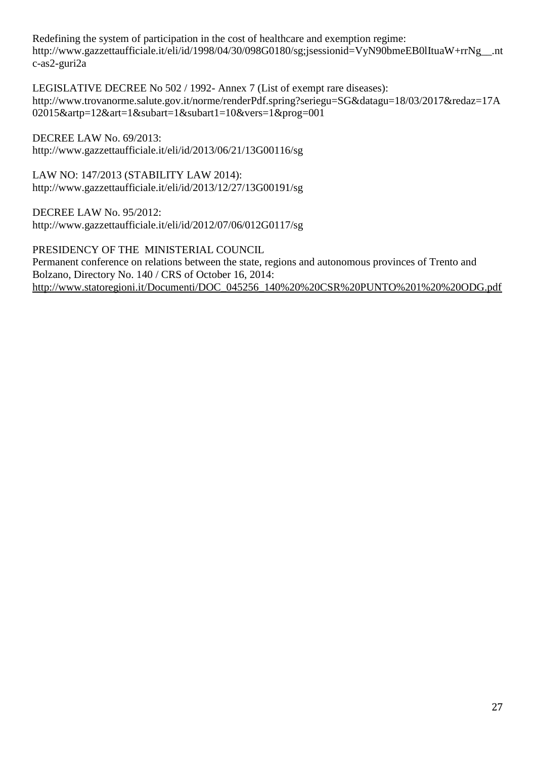Redefining the system of participation in the cost of healthcare and exemption regime:
http://www.gazzettaufficiale.it/eli/id/1998/04/30/098G0180/sg;jsessionid=VyN90bmeEB0lItuaW+rrNg__.ntc-as2-guri2a

LEGISLATIVE DECREE No 502 / 1992- Annex 7 (List of exempt rare diseases):
http://www.trovanorme.salute.gov.it/norme/renderPdf.spring?seriegu=SG&datagu=18/03/2017&redaz=17A02015&artp=12&art=1&subart=1&subart1=10&vers=1&prog=001

DECREE LAW No. 69/2013:
http://www.gazzettaufficiale.it/eli/id/2013/06/21/13G00116/sg

LAW NO: 147/2013 (STABILITY LAW 2014):
http://www.gazzettaufficiale.it/eli/id/2013/12/27/13G00191/sg

DECREE LAW No. 95/2012:
http://www.gazzettaufficiale.it/eli/id/2012/07/06/012G0117/sg

PRESIDENCY OF THE MINISTERIAL COUNCIL
Permanent conference on relations between the state, regions and autonomous provinces of Trento and Bolzano, Directory No. 140 / CRS of October 16, 2014:
http://www.statoregioni.it/Documenti/DOC_045256_140%20%20CSR%20PUNTO%201%20%20ODG.pdf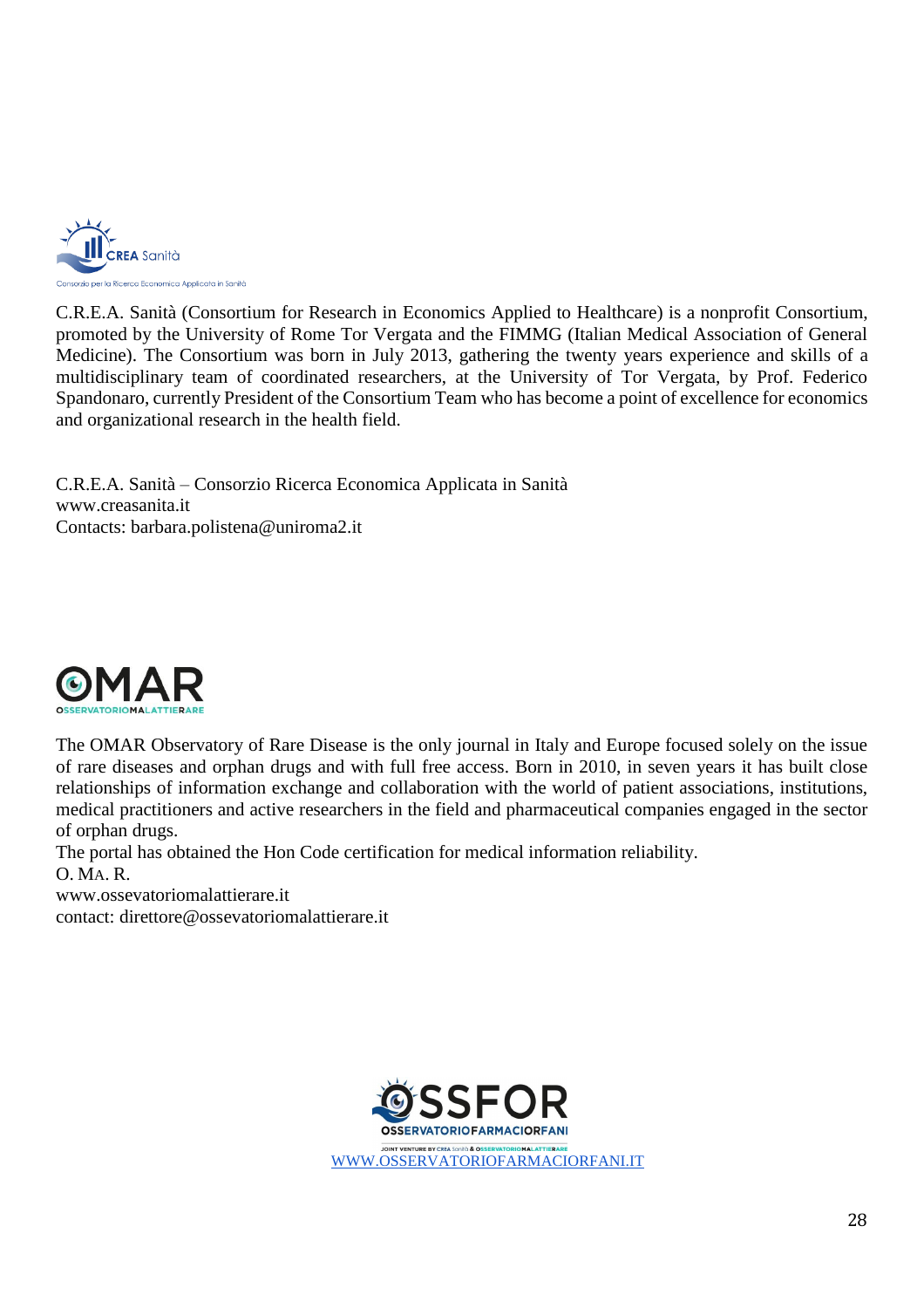C.R.E.A. Sanità (Consortium for Research in Economics Applied to Healthcare) is a nonprofit Consortium, promoted by the University of Rome Tor Vergata and the FIMMG (Italian Medical Association of General Medicine). The Consortium was born in July 2013, gathering the twenty years experience and skills of a multidisciplinary team of coordinated researchers, at the University of Tor Vergata, by Prof. Federico Spandonaro, currently President of the Consortium Team who has become a point of excellence for economics and organizational research in the health field.

C.R.E.A. Sanità – Consorzio Ricerca Economica Applicata in Sanità
www.creasanita.it
Contacts: barbara.polistena@uniroma2.it

The OMAR Observatory of Rare Disease is the only journal in Italy and Europe focused solely on the issue of rare diseases and orphan drugs and with full free access. Born in 2010, in seven years it has built close relationships of information exchange and collaboration with the world of patient associations, institutions, medical practitioners and active researchers in the field and pharmaceutical companies engaged in the sector of orphan drugs.
The portal has obtained the Hon Code certification for medical information reliability.
O. MA. R.
www.ossevatoriomalattierare.it
contact: direttore@ossevatoriomalattierare.it

WWW.OSSERVATORIOFARMACIORFANI.IT